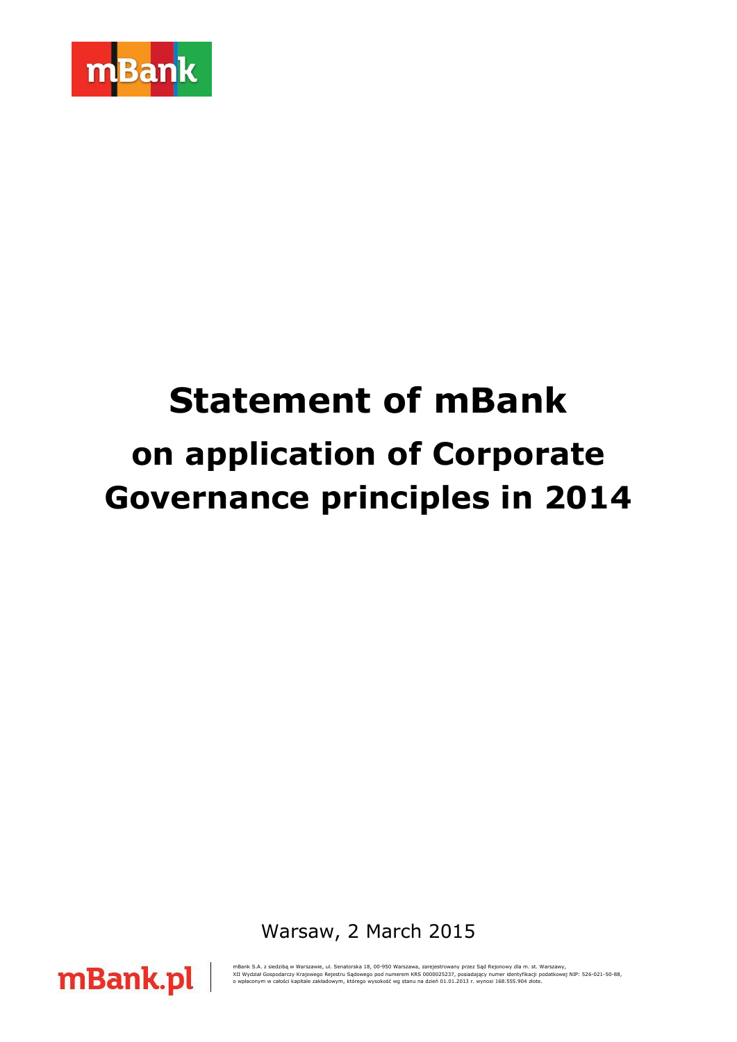# Statement of mBank

## on application of Corporate Governance principles in 2014

Warsaw, 2 March 2015

mBank S.A. z siedzibą w Warszawie, ul. Senatorska 18, 00-950 Warszawa, zarejestrowany przez Sąd Rejonowy dla m. st. Warszawy, XII Wydział Gospodarczy Krajowego Rejestru Sądowego pod numerem KRS 0000025237, posiadający numer identyfikacji podatkowej NIP: 526-021-50-88, o wpłaconym w całości kapitale zakładowym, którego wysokość wg stanu na dzień 01.01.2013 r. wynosi 168.555.904 złote.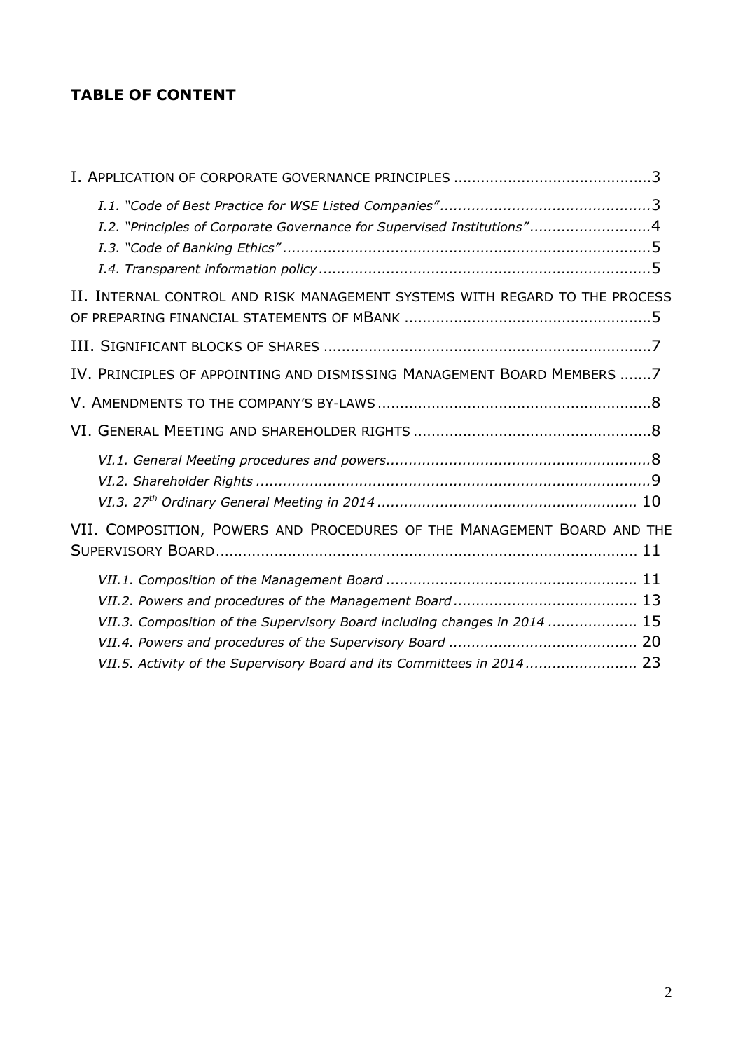# TABLE OF CONTENT

I. Application of corporate governance principles ....................................... 3

- *I.1. "Code of Best Practice for WSE Listed Companies"* ....................................... 3
- *I.2. "Principles of Corporate Governance for Supervised Institutions"* ....................................... 4
- *I.3. "Code of Banking Ethics"* ....................................... 5
- *I.4. Transparent information policy* ....................................... 5

II. Internal control and risk management systems with regard to the process of preparing financial statements of mBank ....................................... 5

III. Significant blocks of shares ....................................... 7

IV. Principles of appointing and dismissing Management Board Members ....................................... 7

V. Amendments to the company's by-laws ....................................... 8

VI. General Meeting and shareholder rights ....................................... 8

- *VI.1. General Meeting procedures and powers* ....................................... 8
- *VI.2. Shareholder Rights* ....................................... 9
- *VI.3. 27th Ordinary General Meeting in 2014* ....................................... 10

VII. Composition, Powers and Procedures of the Management Board and the Supervisory Board ....................................... 11

- *VII.1. Composition of the Management Board* ....................................... 11
- *VII.2. Powers and procedures of the Management Board* ....................................... 13
- *VII.3. Composition of the Supervisory Board including changes in 2014* ....................................... 15
- *VII.4. Powers and procedures of the Supervisory Board* ....................................... 20
- *VII.5. Activity of the Supervisory Board and its Committees in 2014* ....................................... 23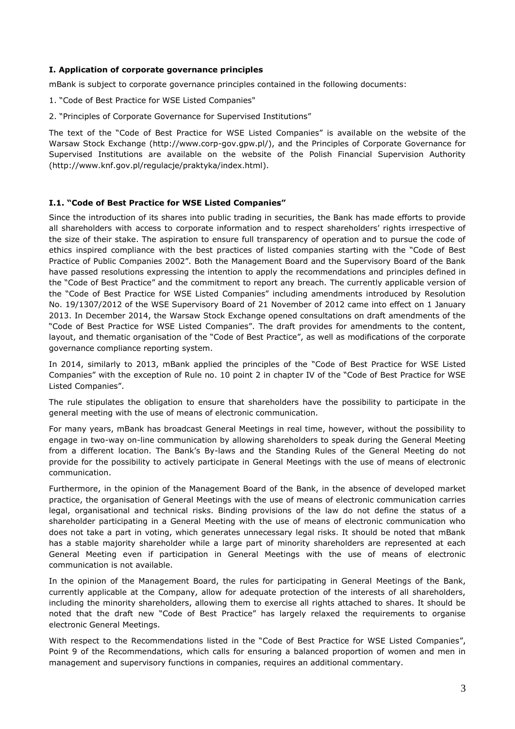### I. Application of corporate governance principles

mBank is subject to corporate governance principles contained in the following documents:

1. "Code of Best Practice for WSE Listed Companies"
2. "Principles of Corporate Governance for Supervised Institutions"

The text of the "Code of Best Practice for WSE Listed Companies" is available on the website of the Warsaw Stock Exchange (http://www.corp-gov.gpw.pl/), and the Principles of Corporate Governance for Supervised Institutions are available on the website of the Polish Financial Supervision Authority (http://www.knf.gov.pl/regulacje/praktyka/index.html).

### I.1. "Code of Best Practice for WSE Listed Companies"

Since the introduction of its shares into public trading in securities, the Bank has made efforts to provide all shareholders with access to corporate information and to respect shareholders' rights irrespective of the size of their stake. The aspiration to ensure full transparency of operation and to pursue the code of ethics inspired compliance with the best practices of listed companies starting with the "Code of Best Practice of Public Companies 2002". Both the Management Board and the Supervisory Board of the Bank have passed resolutions expressing the intention to apply the recommendations and principles defined in the "Code of Best Practice" and the commitment to report any breach. The currently applicable version of the "Code of Best Practice for WSE Listed Companies" including amendments introduced by Resolution No. 19/1307/2012 of the WSE Supervisory Board of 21 November of 2012 came into effect on 1 January 2013. In December 2014, the Warsaw Stock Exchange opened consultations on draft amendments of the "Code of Best Practice for WSE Listed Companies". The draft provides for amendments to the content, layout, and thematic organisation of the "Code of Best Practice", as well as modifications of the corporate governance compliance reporting system.

In 2014, similarly to 2013, mBank applied the principles of the "Code of Best Practice for WSE Listed Companies" with the exception of Rule no. 10 point 2 in chapter IV of the "Code of Best Practice for WSE Listed Companies".

The rule stipulates the obligation to ensure that shareholders have the possibility to participate in the general meeting with the use of means of electronic communication.

For many years, mBank has broadcast General Meetings in real time, however, without the possibility to engage in two-way on-line communication by allowing shareholders to speak during the General Meeting from a different location. The Bank's By-laws and the Standing Rules of the General Meeting do not provide for the possibility to actively participate in General Meetings with the use of means of electronic communication.

Furthermore, in the opinion of the Management Board of the Bank, in the absence of developed market practice, the organisation of General Meetings with the use of means of electronic communication carries legal, organisational and technical risks. Binding provisions of the law do not define the status of a shareholder participating in a General Meeting with the use of means of electronic communication who does not take a part in voting, which generates unnecessary legal risks. It should be noted that mBank has a stable majority shareholder while a large part of minority shareholders are represented at each General Meeting even if participation in General Meetings with the use of means of electronic communication is not available.

In the opinion of the Management Board, the rules for participating in General Meetings of the Bank, currently applicable at the Company, allow for adequate protection of the interests of all shareholders, including the minority shareholders, allowing them to exercise all rights attached to shares. It should be noted that the draft new "Code of Best Practice" has largely relaxed the requirements to organise electronic General Meetings.

With respect to the Recommendations listed in the "Code of Best Practice for WSE Listed Companies", Point 9 of the Recommendations, which calls for ensuring a balanced proportion of women and men in management and supervisory functions in companies, requires an additional commentary.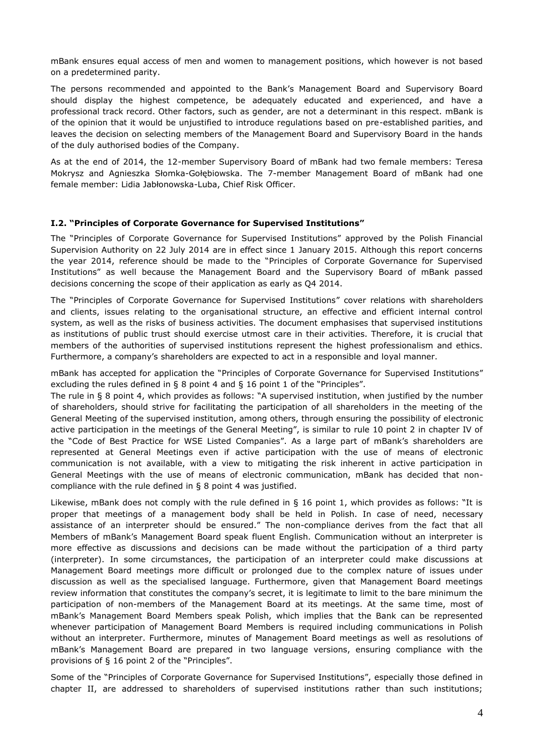mBank ensures equal access of men and women to management positions, which however is not based on a predetermined parity.

The persons recommended and appointed to the Bank's Management Board and Supervisory Board should display the highest competence, be adequately educated and experienced, and have a professional track record. Other factors, such as gender, are not a determinant in this respect. mBank is of the opinion that it would be unjustified to introduce regulations based on pre-established parities, and leaves the decision on selecting members of the Management Board and Supervisory Board in the hands of the duly authorised bodies of the Company.

As at the end of 2014, the 12-member Supervisory Board of mBank had two female members: Teresa Mokrysz and Agnieszka Słomka-Gołębiowska. The 7-member Management Board of mBank had one female member: Lidia Jabłonowska-Luba, Chief Risk Officer.

### I.2. "Principles of Corporate Governance for Supervised Institutions"

The "Principles of Corporate Governance for Supervised Institutions" approved by the Polish Financial Supervision Authority on 22 July 2014 are in effect since 1 January 2015. Although this report concerns the year 2014, reference should be made to the "Principles of Corporate Governance for Supervised Institutions" as well because the Management Board and the Supervisory Board of mBank passed decisions concerning the scope of their application as early as Q4 2014.

The "Principles of Corporate Governance for Supervised Institutions" cover relations with shareholders and clients, issues relating to the organisational structure, an effective and efficient internal control system, as well as the risks of business activities. The document emphasises that supervised institutions as institutions of public trust should exercise utmost care in their activities. Therefore, it is crucial that members of the authorities of supervised institutions represent the highest professionalism and ethics. Furthermore, a company's shareholders are expected to act in a responsible and loyal manner.

mBank has accepted for application the "Principles of Corporate Governance for Supervised Institutions" excluding the rules defined in § 8 point 4 and § 16 point 1 of the "Principles".

The rule in § 8 point 4, which provides as follows: "A supervised institution, when justified by the number of shareholders, should strive for facilitating the participation of all shareholders in the meeting of the General Meeting of the supervised institution, among others, through ensuring the possibility of electronic active participation in the meetings of the General Meeting", is similar to rule 10 point 2 in chapter IV of the "Code of Best Practice for WSE Listed Companies". As a large part of mBank's shareholders are represented at General Meetings even if active participation with the use of means of electronic communication is not available, with a view to mitigating the risk inherent in active participation in General Meetings with the use of means of electronic communication, mBank has decided that non-compliance with the rule defined in § 8 point 4 was justified.

Likewise, mBank does not comply with the rule defined in § 16 point 1, which provides as follows: "It is proper that meetings of a management body shall be held in Polish. In case of need, necessary assistance of an interpreter should be ensured." The non-compliance derives from the fact that all Members of mBank's Management Board speak fluent English. Communication without an interpreter is more effective as discussions and decisions can be made without the participation of a third party (interpreter). In some circumstances, the participation of an interpreter could make discussions at Management Board meetings more difficult or prolonged due to the complex nature of issues under discussion as well as the specialised language. Furthermore, given that Management Board meetings review information that constitutes the company's secret, it is legitimate to limit to the bare minimum the participation of non-members of the Management Board at its meetings. At the same time, most of mBank's Management Board Members speak Polish, which implies that the Bank can be represented whenever participation of Management Board Members is required including communications in Polish without an interpreter. Furthermore, minutes of Management Board meetings as well as resolutions of mBank's Management Board are prepared in two language versions, ensuring compliance with the provisions of § 16 point 2 of the "Principles".

Some of the "Principles of Corporate Governance for Supervised Institutions", especially those defined in chapter II, are addressed to shareholders of supervised institutions rather than such institutions;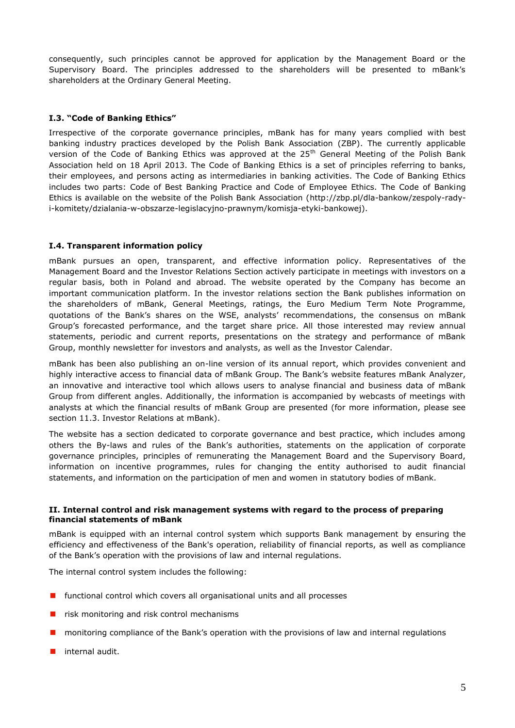consequently, such principles cannot be approved for application by the Management Board or the Supervisory Board. The principles addressed to the shareholders will be presented to mBank's shareholders at the Ordinary General Meeting.

### I.3. "Code of Banking Ethics"

Irrespective of the corporate governance principles, mBank has for many years complied with best banking industry practices developed by the Polish Bank Association (ZBP). The currently applicable version of the Code of Banking Ethics was approved at the 25th General Meeting of the Polish Bank Association held on 18 April 2013. The Code of Banking Ethics is a set of principles referring to banks, their employees, and persons acting as intermediaries in banking activities. The Code of Banking Ethics includes two parts: Code of Best Banking Practice and Code of Employee Ethics. The Code of Banking Ethics is available on the website of the Polish Bank Association (http://zbp.pl/dla-bankow/zespoly-rady-i-komitety/dzialania-w-obszarze-legislacyjno-prawnym/komisja-etyki-bankowej).

### I.4. Transparent information policy

mBank pursues an open, transparent, and effective information policy. Representatives of the Management Board and the Investor Relations Section actively participate in meetings with investors on a regular basis, both in Poland and abroad. The website operated by the Company has become an important communication platform. In the investor relations section the Bank publishes information on the shareholders of mBank, General Meetings, ratings, the Euro Medium Term Note Programme, quotations of the Bank's shares on the WSE, analysts' recommendations, the consensus on mBank Group's forecasted performance, and the target share price. All those interested may review annual statements, periodic and current reports, presentations on the strategy and performance of mBank Group, monthly newsletter for investors and analysts, as well as the Investor Calendar.

mBank has been also publishing an on-line version of its annual report, which provides convenient and highly interactive access to financial data of mBank Group. The Bank's website features mBank Analyzer, an innovative and interactive tool which allows users to analyse financial and business data of mBank Group from different angles. Additionally, the information is accompanied by webcasts of meetings with analysts at which the financial results of mBank Group are presented (for more information, please see section 11.3. Investor Relations at mBank).

The website has a section dedicated to corporate governance and best practice, which includes among others the By-laws and rules of the Bank's authorities, statements on the application of corporate governance principles, principles of remunerating the Management Board and the Supervisory Board, information on incentive programmes, rules for changing the entity authorised to audit financial statements, and information on the participation of men and women in statutory bodies of mBank.

## II. Internal control and risk management systems with regard to the process of preparing financial statements of mBank

mBank is equipped with an internal control system which supports Bank management by ensuring the efficiency and effectiveness of the Bank's operation, reliability of financial reports, as well as compliance of the Bank's operation with the provisions of law and internal regulations.

The internal control system includes the following:

- functional control which covers all organisational units and all processes
- risk monitoring and risk control mechanisms
- monitoring compliance of the Bank's operation with the provisions of law and internal regulations
- internal audit.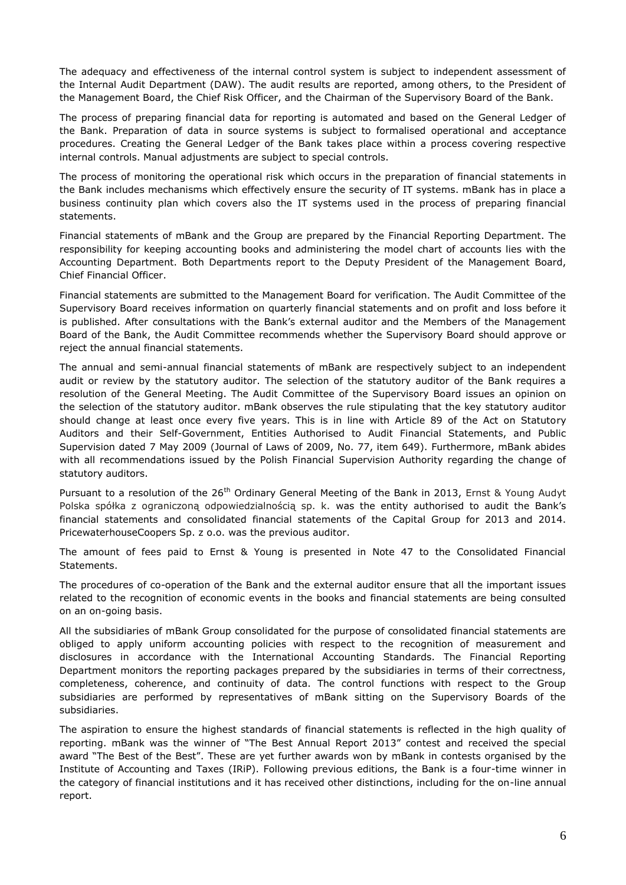The adequacy and effectiveness of the internal control system is subject to independent assessment of the Internal Audit Department (DAW). The audit results are reported, among others, to the President of the Management Board, the Chief Risk Officer, and the Chairman of the Supervisory Board of the Bank.

The process of preparing financial data for reporting is automated and based on the General Ledger of the Bank. Preparation of data in source systems is subject to formalised operational and acceptance procedures. Creating the General Ledger of the Bank takes place within a process covering respective internal controls. Manual adjustments are subject to special controls.

The process of monitoring the operational risk which occurs in the preparation of financial statements in the Bank includes mechanisms which effectively ensure the security of IT systems. mBank has in place a business continuity plan which covers also the IT systems used in the process of preparing financial statements.

Financial statements of mBank and the Group are prepared by the Financial Reporting Department. The responsibility for keeping accounting books and administering the model chart of accounts lies with the Accounting Department. Both Departments report to the Deputy President of the Management Board, Chief Financial Officer.

Financial statements are submitted to the Management Board for verification. The Audit Committee of the Supervisory Board receives information on quarterly financial statements and on profit and loss before it is published. After consultations with the Bank's external auditor and the Members of the Management Board of the Bank, the Audit Committee recommends whether the Supervisory Board should approve or reject the annual financial statements.

The annual and semi-annual financial statements of mBank are respectively subject to an independent audit or review by the statutory auditor. The selection of the statutory auditor of the Bank requires a resolution of the General Meeting. The Audit Committee of the Supervisory Board issues an opinion on the selection of the statutory auditor. mBank observes the rule stipulating that the key statutory auditor should change at least once every five years. This is in line with Article 89 of the Act on Statutory Auditors and their Self-Government, Entities Authorised to Audit Financial Statements, and Public Supervision dated 7 May 2009 (Journal of Laws of 2009, No. 77, item 649). Furthermore, mBank abides with all recommendations issued by the Polish Financial Supervision Authority regarding the change of statutory auditors.

Pursuant to a resolution of the 26th Ordinary General Meeting of the Bank in 2013, Ernst & Young Audyt Polska spółka z ograniczoną odpowiedzialnością sp. k. was the entity authorised to audit the Bank's financial statements and consolidated financial statements of the Capital Group for 2013 and 2014. PricewaterhouseCoopers Sp. z o.o. was the previous auditor.

The amount of fees paid to Ernst & Young is presented in Note 47 to the Consolidated Financial Statements.

The procedures of co-operation of the Bank and the external auditor ensure that all the important issues related to the recognition of economic events in the books and financial statements are being consulted on an on-going basis.

All the subsidiaries of mBank Group consolidated for the purpose of consolidated financial statements are obliged to apply uniform accounting policies with respect to the recognition of measurement and disclosures in accordance with the International Accounting Standards. The Financial Reporting Department monitors the reporting packages prepared by the subsidiaries in terms of their correctness, completeness, coherence, and continuity of data. The control functions with respect to the Group subsidiaries are performed by representatives of mBank sitting on the Supervisory Boards of the subsidiaries.

The aspiration to ensure the highest standards of financial statements is reflected in the high quality of reporting. mBank was the winner of "The Best Annual Report 2013" contest and received the special award "The Best of the Best". These are yet further awards won by mBank in contests organised by the Institute of Accounting and Taxes (IRiP). Following previous editions, the Bank is a four-time winner in the category of financial institutions and it has received other distinctions, including for the on-line annual report.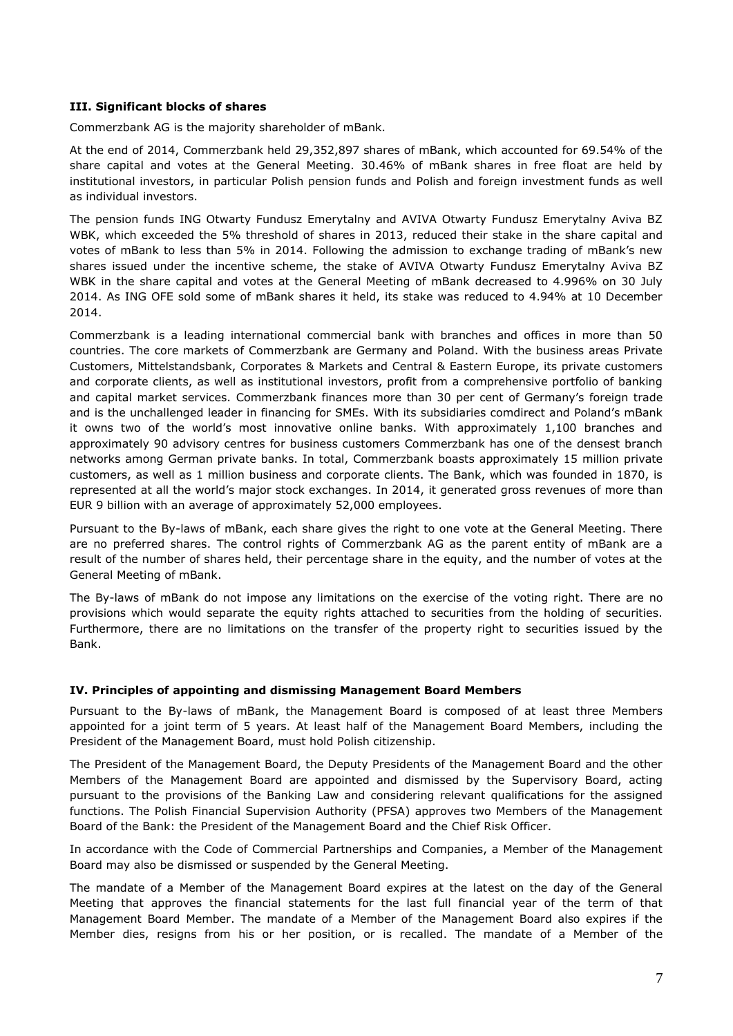### III. Significant blocks of shares

Commerzbank AG is the majority shareholder of mBank.

At the end of 2014, Commerzbank held 29,352,897 shares of mBank, which accounted for 69.54% of the share capital and votes at the General Meeting. 30.46% of mBank shares in free float are held by institutional investors, in particular Polish pension funds and Polish and foreign investment funds as well as individual investors.

The pension funds ING Otwarty Fundusz Emerytalny and AVIVA Otwarty Fundusz Emerytalny Aviva BZ WBK, which exceeded the 5% threshold of shares in 2013, reduced their stake in the share capital and votes of mBank to less than 5% in 2014. Following the admission to exchange trading of mBank's new shares issued under the incentive scheme, the stake of AVIVA Otwarty Fundusz Emerytalny Aviva BZ WBK in the share capital and votes at the General Meeting of mBank decreased to 4.996% on 30 July 2014. As ING OFE sold some of mBank shares it held, its stake was reduced to 4.94% at 10 December 2014.

Commerzbank is a leading international commercial bank with branches and offices in more than 50 countries. The core markets of Commerzbank are Germany and Poland. With the business areas Private Customers, Mittelstandsbank, Corporates & Markets and Central & Eastern Europe, its private customers and corporate clients, as well as institutional investors, profit from a comprehensive portfolio of banking and capital market services. Commerzbank finances more than 30 per cent of Germany's foreign trade and is the unchallenged leader in financing for SMEs. With its subsidiaries comdirect and Poland's mBank it owns two of the world's most innovative online banks. With approximately 1,100 branches and approximately 90 advisory centres for business customers Commerzbank has one of the densest branch networks among German private banks. In total, Commerzbank boasts approximately 15 million private customers, as well as 1 million business and corporate clients. The Bank, which was founded in 1870, is represented at all the world's major stock exchanges. In 2014, it generated gross revenues of more than EUR 9 billion with an average of approximately 52,000 employees.

Pursuant to the By-laws of mBank, each share gives the right to one vote at the General Meeting. There are no preferred shares. The control rights of Commerzbank AG as the parent entity of mBank are a result of the number of shares held, their percentage share in the equity, and the number of votes at the General Meeting of mBank.

The By-laws of mBank do not impose any limitations on the exercise of the voting right. There are no provisions which would separate the equity rights attached to securities from the holding of securities. Furthermore, there are no limitations on the transfer of the property right to securities issued by the Bank.

### IV. Principles of appointing and dismissing Management Board Members

Pursuant to the By-laws of mBank, the Management Board is composed of at least three Members appointed for a joint term of 5 years. At least half of the Management Board Members, including the President of the Management Board, must hold Polish citizenship.

The President of the Management Board, the Deputy Presidents of the Management Board and the other Members of the Management Board are appointed and dismissed by the Supervisory Board, acting pursuant to the provisions of the Banking Law and considering relevant qualifications for the assigned functions. The Polish Financial Supervision Authority (PFSA) approves two Members of the Management Board of the Bank: the President of the Management Board and the Chief Risk Officer.

In accordance with the Code of Commercial Partnerships and Companies, a Member of the Management Board may also be dismissed or suspended by the General Meeting.

The mandate of a Member of the Management Board expires at the latest on the day of the General Meeting that approves the financial statements for the last full financial year of the term of that Management Board Member. The mandate of a Member of the Management Board also expires if the Member dies, resigns from his or her position, or is recalled. The mandate of a Member of the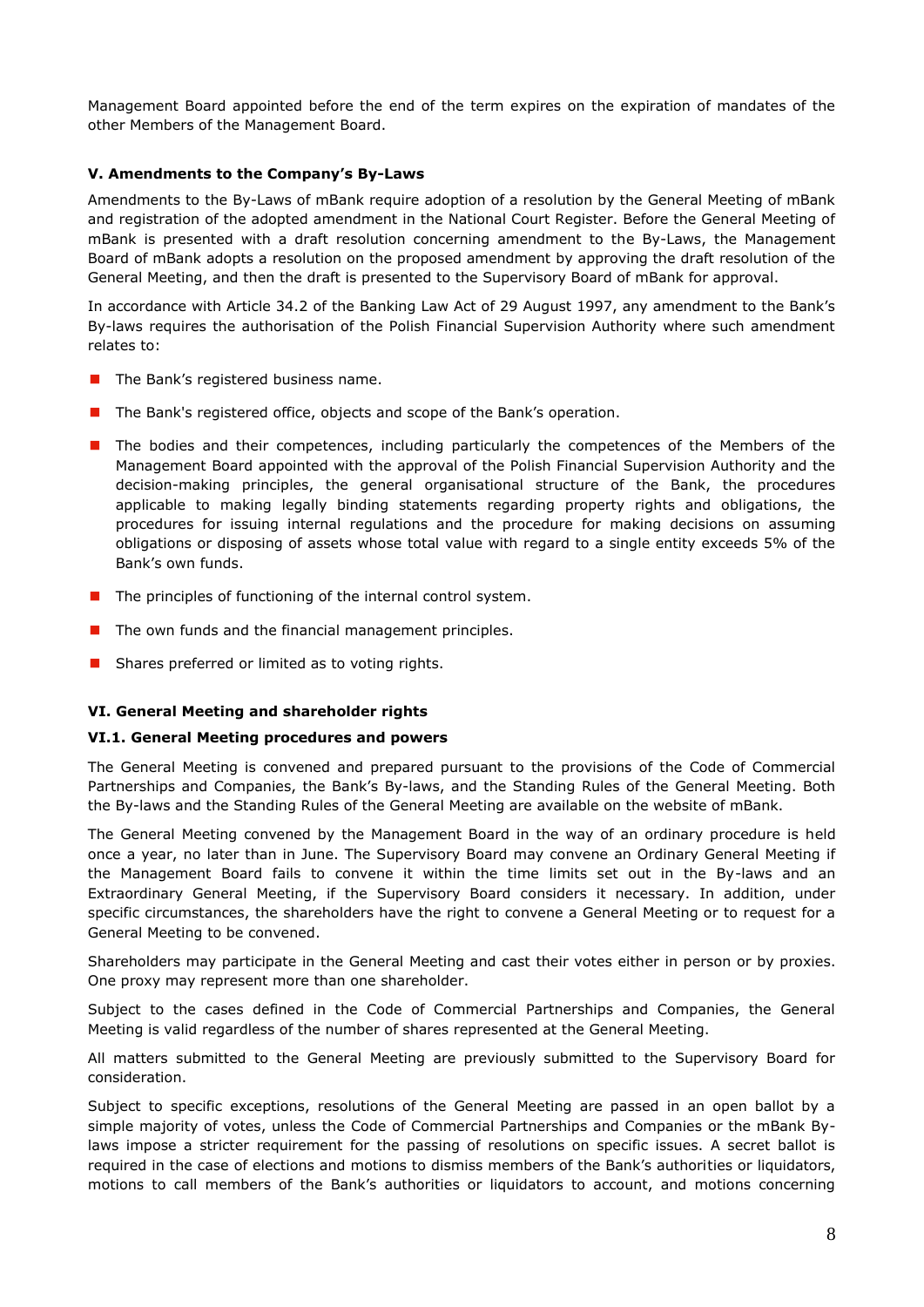Management Board appointed before the end of the term expires on the expiration of mandates of the other Members of the Management Board.

### V. Amendments to the Company's By-Laws

Amendments to the By-Laws of mBank require adoption of a resolution by the General Meeting of mBank and registration of the adopted amendment in the National Court Register. Before the General Meeting of mBank is presented with a draft resolution concerning amendment to the By-Laws, the Management Board of mBank adopts a resolution on the proposed amendment by approving the draft resolution of the General Meeting, and then the draft is presented to the Supervisory Board of mBank for approval.

In accordance with Article 34.2 of the Banking Law Act of 29 August 1997, any amendment to the Bank's By-laws requires the authorisation of the Polish Financial Supervision Authority where such amendment relates to:

- The Bank's registered business name.
- The Bank's registered office, objects and scope of the Bank's operation.
- The bodies and their competences, including particularly the competences of the Members of the Management Board appointed with the approval of the Polish Financial Supervision Authority and the decision-making principles, the general organisational structure of the Bank, the procedures applicable to making legally binding statements regarding property rights and obligations, the procedures for issuing internal regulations and the procedure for making decisions on assuming obligations or disposing of assets whose total value with regard to a single entity exceeds 5% of the Bank's own funds.
- The principles of functioning of the internal control system.
- The own funds and the financial management principles.
- Shares preferred or limited as to voting rights.

### VI. General Meeting and shareholder rights

#### VI.1. General Meeting procedures and powers

The General Meeting is convened and prepared pursuant to the provisions of the Code of Commercial Partnerships and Companies, the Bank's By-laws, and the Standing Rules of the General Meeting. Both the By-laws and the Standing Rules of the General Meeting are available on the website of mBank.

The General Meeting convened by the Management Board in the way of an ordinary procedure is held once a year, no later than in June. The Supervisory Board may convene an Ordinary General Meeting if the Management Board fails to convene it within the time limits set out in the By-laws and an Extraordinary General Meeting, if the Supervisory Board considers it necessary. In addition, under specific circumstances, the shareholders have the right to convene a General Meeting or to request for a General Meeting to be convened.

Shareholders may participate in the General Meeting and cast their votes either in person or by proxies. One proxy may represent more than one shareholder.

Subject to the cases defined in the Code of Commercial Partnerships and Companies, the General Meeting is valid regardless of the number of shares represented at the General Meeting.

All matters submitted to the General Meeting are previously submitted to the Supervisory Board for consideration.

Subject to specific exceptions, resolutions of the General Meeting are passed in an open ballot by a simple majority of votes, unless the Code of Commercial Partnerships and Companies or the mBank By-laws impose a stricter requirement for the passing of resolutions on specific issues. A secret ballot is required in the case of elections and motions to dismiss members of the Bank's authorities or liquidators, motions to call members of the Bank's authorities or liquidators to account, and motions concerning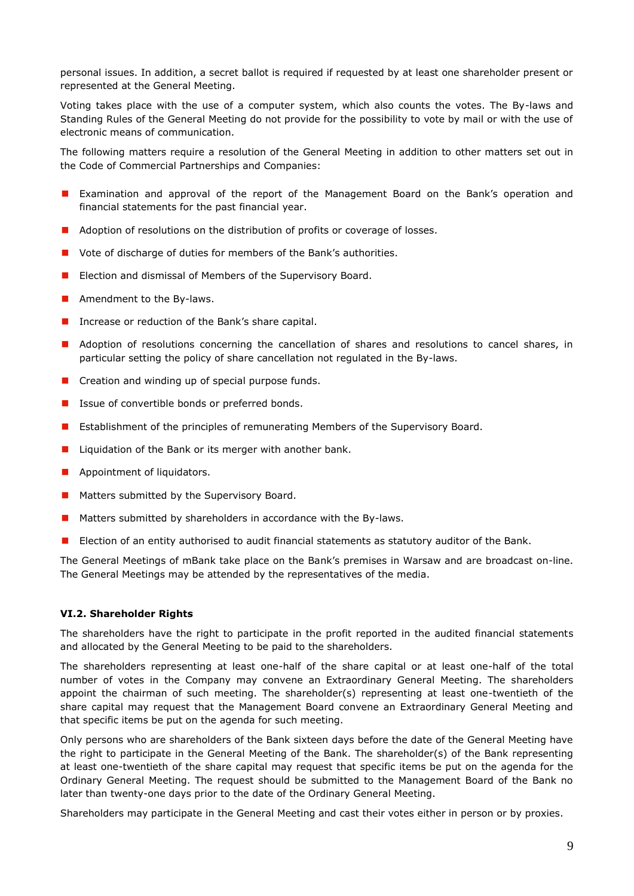personal issues. In addition, a secret ballot is required if requested by at least one shareholder present or represented at the General Meeting.

Voting takes place with the use of a computer system, which also counts the votes. The By-laws and Standing Rules of the General Meeting do not provide for the possibility to vote by mail or with the use of electronic means of communication.

The following matters require a resolution of the General Meeting in addition to other matters set out in the Code of Commercial Partnerships and Companies:

- Examination and approval of the report of the Management Board on the Bank's operation and financial statements for the past financial year.
- Adoption of resolutions on the distribution of profits or coverage of losses.
- Vote of discharge of duties for members of the Bank's authorities.
- Election and dismissal of Members of the Supervisory Board.
- Amendment to the By-laws.
- Increase or reduction of the Bank's share capital.
- Adoption of resolutions concerning the cancellation of shares and resolutions to cancel shares, in particular setting the policy of share cancellation not regulated in the By-laws.
- Creation and winding up of special purpose funds.
- Issue of convertible bonds or preferred bonds.
- Establishment of the principles of remunerating Members of the Supervisory Board.
- Liquidation of the Bank or its merger with another bank.
- Appointment of liquidators.
- Matters submitted by the Supervisory Board.
- Matters submitted by shareholders in accordance with the By-laws.
- Election of an entity authorised to audit financial statements as statutory auditor of the Bank.

The General Meetings of mBank take place on the Bank's premises in Warsaw and are broadcast on-line. The General Meetings may be attended by the representatives of the media.

### VI.2. Shareholder Rights

The shareholders have the right to participate in the profit reported in the audited financial statements and allocated by the General Meeting to be paid to the shareholders.

The shareholders representing at least one-half of the share capital or at least one-half of the total number of votes in the Company may convene an Extraordinary General Meeting. The shareholders appoint the chairman of such meeting. The shareholder(s) representing at least one-twentieth of the share capital may request that the Management Board convene an Extraordinary General Meeting and that specific items be put on the agenda for such meeting.

Only persons who are shareholders of the Bank sixteen days before the date of the General Meeting have the right to participate in the General Meeting of the Bank. The shareholder(s) of the Bank representing at least one-twentieth of the share capital may request that specific items be put on the agenda for the Ordinary General Meeting. The request should be submitted to the Management Board of the Bank no later than twenty-one days prior to the date of the Ordinary General Meeting.

Shareholders may participate in the General Meeting and cast their votes either in person or by proxies.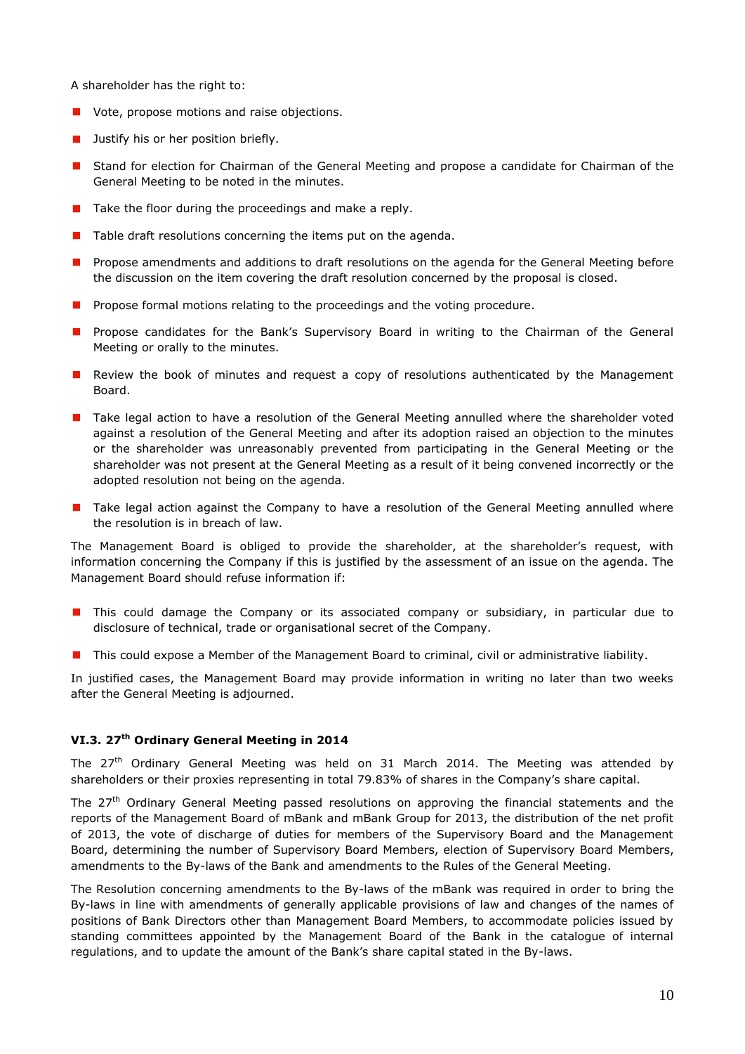A shareholder has the right to:

- Vote, propose motions and raise objections.
- Justify his or her position briefly.
- Stand for election for Chairman of the General Meeting and propose a candidate for Chairman of the General Meeting to be noted in the minutes.
- Take the floor during the proceedings and make a reply.
- Table draft resolutions concerning the items put on the agenda.
- Propose amendments and additions to draft resolutions on the agenda for the General Meeting before the discussion on the item covering the draft resolution concerned by the proposal is closed.
- Propose formal motions relating to the proceedings and the voting procedure.
- Propose candidates for the Bank's Supervisory Board in writing to the Chairman of the General Meeting or orally to the minutes.
- Review the book of minutes and request a copy of resolutions authenticated by the Management Board.
- Take legal action to have a resolution of the General Meeting annulled where the shareholder voted against a resolution of the General Meeting and after its adoption raised an objection to the minutes or the shareholder was unreasonably prevented from participating in the General Meeting or the shareholder was not present at the General Meeting as a result of it being convened incorrectly or the adopted resolution not being on the agenda.
- Take legal action against the Company to have a resolution of the General Meeting annulled where the resolution is in breach of law.

The Management Board is obliged to provide the shareholder, at the shareholder's request, with information concerning the Company if this is justified by the assessment of an issue on the agenda. The Management Board should refuse information if:

- This could damage the Company or its associated company or subsidiary, in particular due to disclosure of technical, trade or organisational secret of the Company.
- This could expose a Member of the Management Board to criminal, civil or administrative liability.

In justified cases, the Management Board may provide information in writing no later than two weeks after the General Meeting is adjourned.

### VI.3. 27th Ordinary General Meeting in 2014

The 27th Ordinary General Meeting was held on 31 March 2014. The Meeting was attended by shareholders or their proxies representing in total 79.83% of shares in the Company's share capital.

The 27th Ordinary General Meeting passed resolutions on approving the financial statements and the reports of the Management Board of mBank and mBank Group for 2013, the distribution of the net profit of 2013, the vote of discharge of duties for members of the Supervisory Board and the Management Board, determining the number of Supervisory Board Members, election of Supervisory Board Members, amendments to the By-laws of the Bank and amendments to the Rules of the General Meeting.

The Resolution concerning amendments to the By-laws of the mBank was required in order to bring the By-laws in line with amendments of generally applicable provisions of law and changes of the names of positions of Bank Directors other than Management Board Members, to accommodate policies issued by standing committees appointed by the Management Board of the Bank in the catalogue of internal regulations, and to update the amount of the Bank's share capital stated in the By-laws.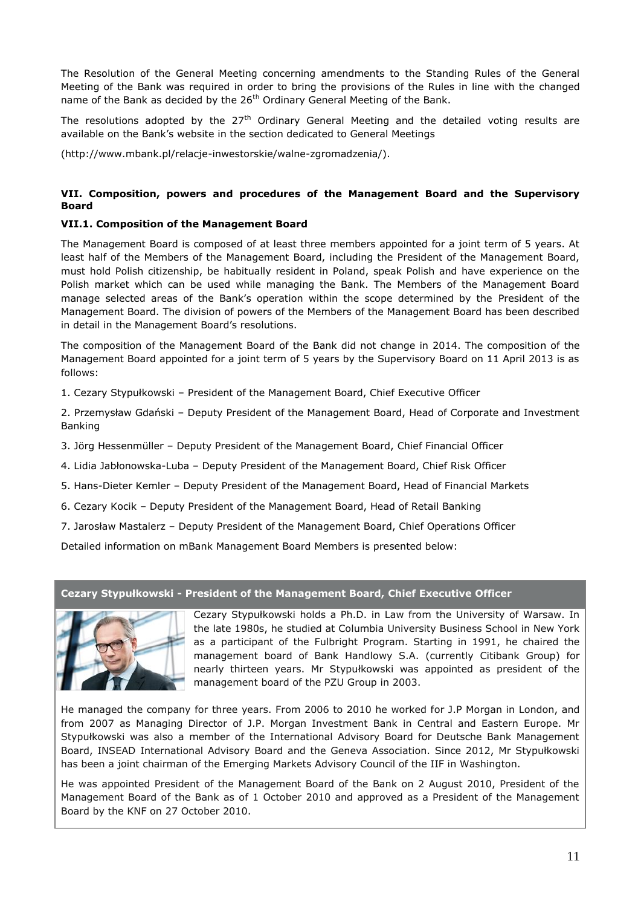The Resolution of the General Meeting concerning amendments to the Standing Rules of the General Meeting of the Bank was required in order to bring the provisions of the Rules in line with the changed name of the Bank as decided by the 26th Ordinary General Meeting of the Bank.

The resolutions adopted by the 27th Ordinary General Meeting and the detailed voting results are available on the Bank's website in the section dedicated to General Meetings

(http://www.mbank.pl/relacje-inwestorskie/walne-zgromadzenia/).

## VII. Composition, powers and procedures of the Management Board and the Supervisory Board

### VII.1. Composition of the Management Board

The Management Board is composed of at least three members appointed for a joint term of 5 years. At least half of the Members of the Management Board, including the President of the Management Board, must hold Polish citizenship, be habitually resident in Poland, speak Polish and have experience on the Polish market which can be used while managing the Bank. The Members of the Management Board manage selected areas of the Bank's operation within the scope determined by the President of the Management Board. The division of powers of the Members of the Management Board has been described in detail in the Management Board's resolutions.

The composition of the Management Board of the Bank did not change in 2014. The composition of the Management Board appointed for a joint term of 5 years by the Supervisory Board on 11 April 2013 is as follows:

1. Cezary Stypułkowski – President of the Management Board, Chief Executive Officer
2. Przemysław Gdański – Deputy President of the Management Board, Head of Corporate and Investment Banking
3. Jörg Hessenmüller – Deputy President of the Management Board, Chief Financial Officer
4. Lidia Jabłonowska-Luba – Deputy President of the Management Board, Chief Risk Officer
5. Hans-Dieter Kemler – Deputy President of the Management Board, Head of Financial Markets
6. Cezary Kocik – Deputy President of the Management Board, Head of Retail Banking
7. Jarosław Mastalerz – Deputy President of the Management Board, Chief Operations Officer

Detailed information on mBank Management Board Members is presented below:

**Cezary Stypułkowski - President of the Management Board, Chief Executive Officer**

Cezary Stypułkowski holds a Ph.D. in Law from the University of Warsaw. In the late 1980s, he studied at Columbia University Business School in New York as a participant of the Fulbright Program. Starting in 1991, he chaired the management board of Bank Handlowy S.A. (currently Citibank Group) for nearly thirteen years. Mr Stypułkowski was appointed as president of the management board of the PZU Group in 2003.

He managed the company for three years. From 2006 to 2010 he worked for J.P Morgan in London, and from 2007 as Managing Director of J.P. Morgan Investment Bank in Central and Eastern Europe. Mr Stypułkowski was also a member of the International Advisory Board for Deutsche Bank Management Board, INSEAD International Advisory Board and the Geneva Association. Since 2012, Mr Stypułkowski has been a joint chairman of the Emerging Markets Advisory Council of the IIF in Washington.

He was appointed President of the Management Board of the Bank on 2 August 2010, President of the Management Board of the Bank as of 1 October 2010 and approved as a President of the Management Board by the KNF on 27 October 2010.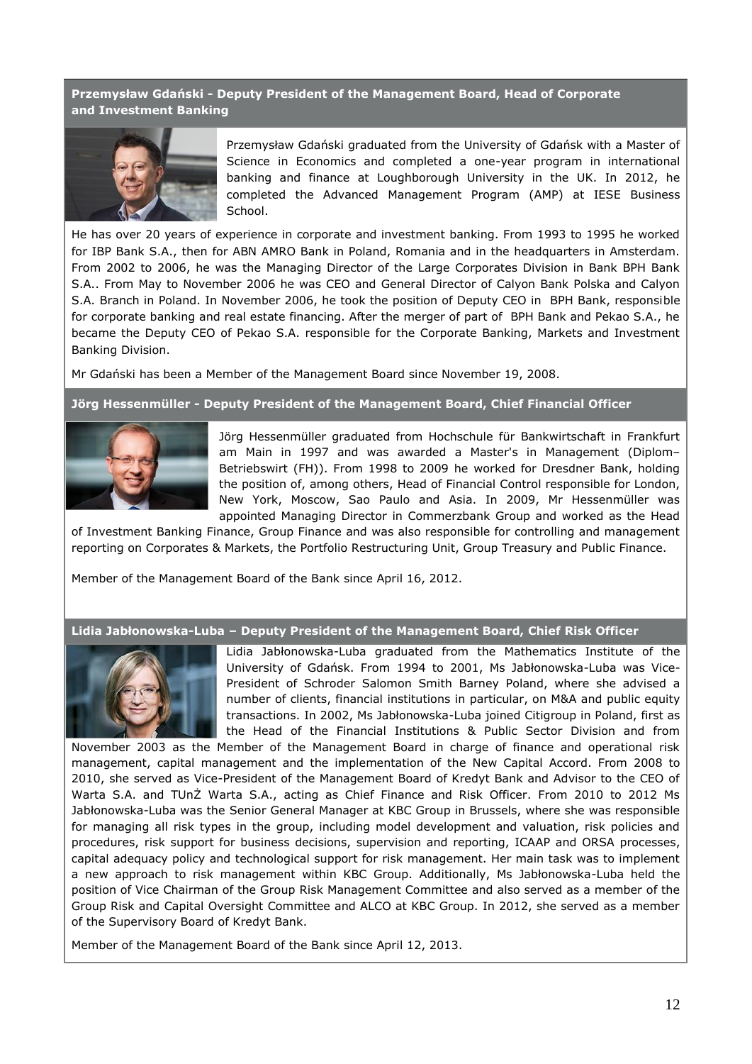**Przemysław Gdański - Deputy President of the Management Board, Head of Corporate and Investment Banking**

Przemysław Gdański graduated from the University of Gdańsk with a Master of Science in Economics and completed a one-year program in international banking and finance at Loughborough University in the UK. In 2012, he completed the Advanced Management Program (AMP) at IESE Business School.

He has over 20 years of experience in corporate and investment banking. From 1993 to 1995 he worked for IBP Bank S.A., then for ABN AMRO Bank in Poland, Romania and in the headquarters in Amsterdam. From 2002 to 2006, he was the Managing Director of the Large Corporates Division in Bank BPH Bank S.A.. From May to November 2006 he was CEO and General Director of Calyon Bank Polska and Calyon S.A. Branch in Poland. In November 2006, he took the position of Deputy CEO in BPH Bank, responsible for corporate banking and real estate financing. After the merger of part of BPH Bank and Pekao S.A., he became the Deputy CEO of Pekao S.A. responsible for the Corporate Banking, Markets and Investment Banking Division.

Mr Gdański has been a Member of the Management Board since November 19, 2008.

**Jörg Hessenmüller - Deputy President of the Management Board, Chief Financial Officer**

Jörg Hessenmüller graduated from Hochschule für Bankwirtschaft in Frankfurt am Main in 1997 and was awarded a Master's in Management (Diplom–Betriebswirt (FH)). From 1998 to 2009 he worked for Dresdner Bank, holding the position of, among others, Head of Financial Control responsible for London, New York, Moscow, Sao Paulo and Asia. In 2009, Mr Hessenmüller was appointed Managing Director in Commerzbank Group and worked as the Head of Investment Banking Finance, Group Finance and was also responsible for controlling and management reporting on Corporates & Markets, the Portfolio Restructuring Unit, Group Treasury and Public Finance.

Member of the Management Board of the Bank since April 16, 2012.

**Lidia Jabłonowska-Luba – Deputy President of the Management Board, Chief Risk Officer**

Lidia Jabłonowska-Luba graduated from the Mathematics Institute of the University of Gdańsk. From 1994 to 2001, Ms Jabłonowska-Luba was Vice-President of Schroder Salomon Smith Barney Poland, where she advised a number of clients, financial institutions in particular, on M&A and public equity transactions. In 2002, Ms Jabłonowska-Luba joined Citigroup in Poland, first as the Head of the Financial Institutions & Public Sector Division and from November 2003 as the Member of the Management Board in charge of finance and operational risk management, capital management and the implementation of the New Capital Accord. From 2008 to 2010, she served as Vice-President of the Management Board of Kredyt Bank and Advisor to the CEO of Warta S.A. and TUnŻ Warta S.A., acting as Chief Finance and Risk Officer. From 2010 to 2012 Ms Jabłonowska-Luba was the Senior General Manager at KBC Group in Brussels, where she was responsible for managing all risk types in the group, including model development and valuation, risk policies and procedures, risk support for business decisions, supervision and reporting, ICAAP and ORSA processes, capital adequacy policy and technological support for risk management. Her main task was to implement a new approach to risk management within KBC Group. Additionally, Ms Jabłonowska-Luba held the position of Vice Chairman of the Group Risk Management Committee and also served as a member of the Group Risk and Capital Oversight Committee and ALCO at KBC Group. In 2012, she served as a member of the Supervisory Board of Kredyt Bank.

Member of the Management Board of the Bank since April 12, 2013.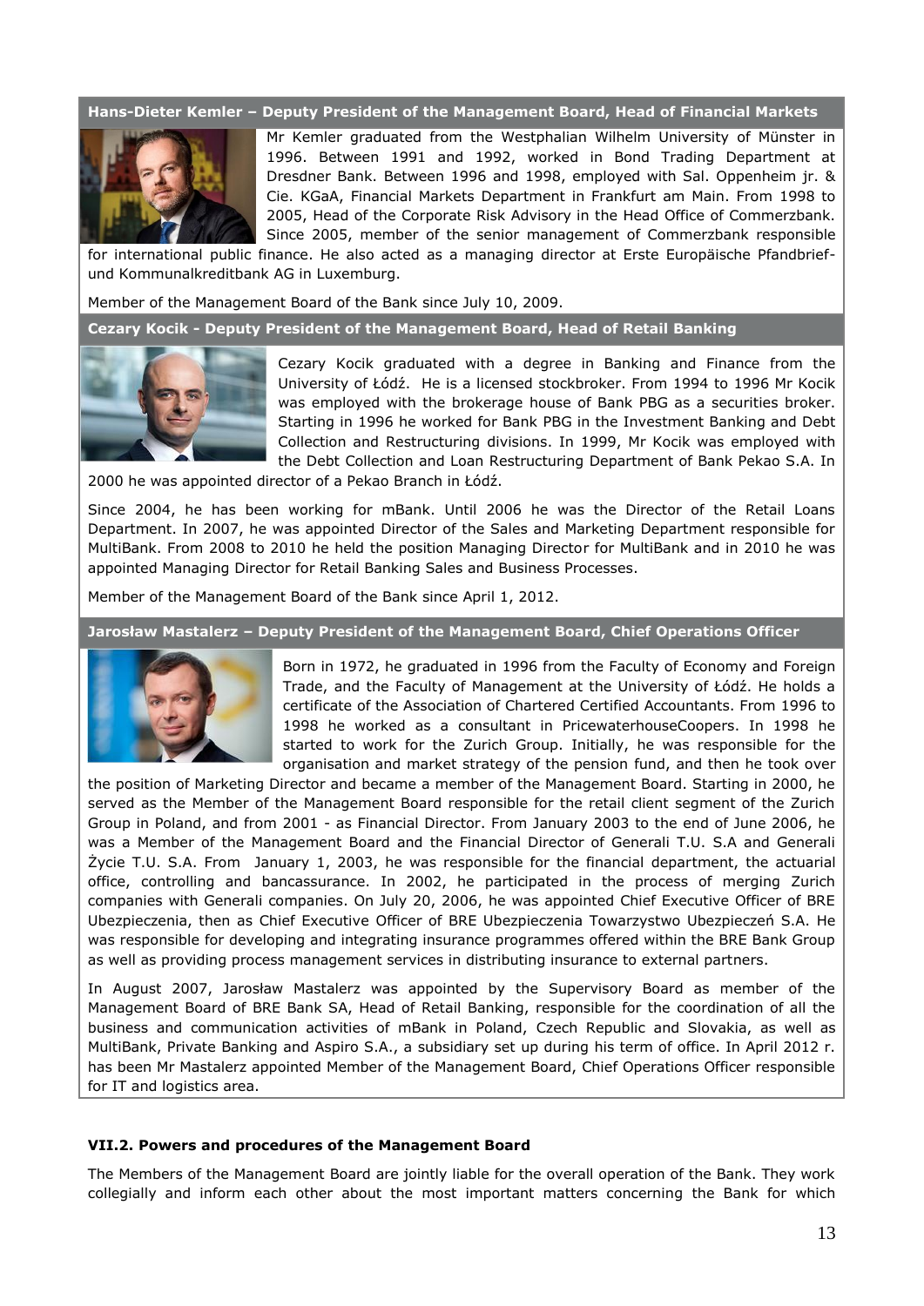**Hans-Dieter Kemler – Deputy President of the Management Board, Head of Financial Markets**

Mr Kemler graduated from the Westphalian Wilhelm University of Münster in 1996. Between 1991 and 1992, worked in Bond Trading Department at Dresdner Bank. Between 1996 and 1998, employed with Sal. Oppenheim jr. & Cie. KGaA, Financial Markets Department in Frankfurt am Main. From 1998 to 2005, Head of the Corporate Risk Advisory in the Head Office of Commerzbank. Since 2005, member of the senior management of Commerzbank responsible for international public finance. He also acted as a managing director at Erste Europäische Pfandbrief- und Kommunalkreditbank AG in Luxemburg.

Member of the Management Board of the Bank since July 10, 2009.

**Cezary Kocik - Deputy President of the Management Board, Head of Retail Banking**

Cezary Kocik graduated with a degree in Banking and Finance from the University of Łódź. He is a licensed stockbroker. From 1994 to 1996 Mr Kocik was employed with the brokerage house of Bank PBG as a securities broker. Starting in 1996 he worked for Bank PBG in the Investment Banking and Debt Collection and Restructuring divisions. In 1999, Mr Kocik was employed with the Debt Collection and Loan Restructuring Department of Bank Pekao S.A. In 2000 he was appointed director of a Pekao Branch in Łódź.

Since 2004, he has been working for mBank. Until 2006 he was the Director of the Retail Loans Department. In 2007, he was appointed Director of the Sales and Marketing Department responsible for MultiBank. From 2008 to 2010 he held the position Managing Director for MultiBank and in 2010 he was appointed Managing Director for Retail Banking Sales and Business Processes.

Member of the Management Board of the Bank since April 1, 2012.

**Jarosław Mastalerz – Deputy President of the Management Board, Chief Operations Officer**

Born in 1972, he graduated in 1996 from the Faculty of Economy and Foreign Trade, and the Faculty of Management at the University of Łódź. He holds a certificate of the Association of Chartered Certified Accountants. From 1996 to 1998 he worked as a consultant in PricewaterhouseCoopers. In 1998 he started to work for the Zurich Group. Initially, he was responsible for the organisation and market strategy of the pension fund, and then he took over the position of Marketing Director and became a member of the Management Board. Starting in 2000, he served as the Member of the Management Board responsible for the retail client segment of the Zurich Group in Poland, and from 2001 - as Financial Director. From January 2003 to the end of June 2006, he was a Member of the Management Board and the Financial Director of Generali T.U. S.A and Generali Życie T.U. S.A. From January 1, 2003, he was responsible for the financial department, the actuarial office, controlling and bancassurance. In 2002, he participated in the process of merging Zurich companies with Generali companies. On July 20, 2006, he was appointed Chief Executive Officer of BRE Ubezpieczenia, then as Chief Executive Officer of BRE Ubezpieczenia Towarzystwo Ubezpieczeń S.A. He was responsible for developing and integrating insurance programmes offered within the BRE Bank Group as well as providing process management services in distributing insurance to external partners.

In August 2007, Jarosław Mastalerz was appointed by the Supervisory Board as member of the Management Board of BRE Bank SA, Head of Retail Banking, responsible for the coordination of all the business and communication activities of mBank in Poland, Czech Republic and Slovakia, as well as MultiBank, Private Banking and Aspiro S.A., a subsidiary set up during his term of office. In April 2012 r. has been Mr Mastalerz appointed Member of the Management Board, Chief Operations Officer responsible for IT and logistics area.

### VII.2. Powers and procedures of the Management Board

The Members of the Management Board are jointly liable for the overall operation of the Bank. They work collegially and inform each other about the most important matters concerning the Bank for which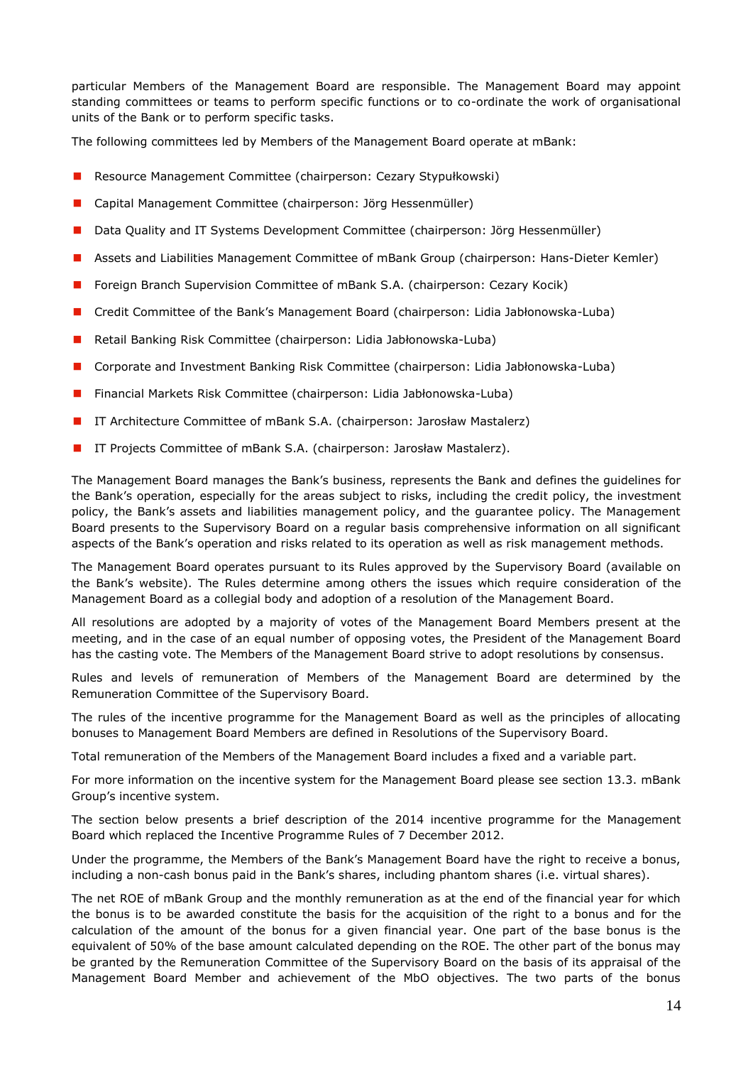particular Members of the Management Board are responsible. The Management Board may appoint standing committees or teams to perform specific functions or to co-ordinate the work of organisational units of the Bank or to perform specific tasks.

The following committees led by Members of the Management Board operate at mBank:

- Resource Management Committee (chairperson: Cezary Stypułkowski)
- Capital Management Committee (chairperson: Jörg Hessenmüller)
- Data Quality and IT Systems Development Committee (chairperson: Jörg Hessenmüller)
- Assets and Liabilities Management Committee of mBank Group (chairperson: Hans-Dieter Kemler)
- Foreign Branch Supervision Committee of mBank S.A. (chairperson: Cezary Kocik)
- Credit Committee of the Bank's Management Board (chairperson: Lidia Jabłonowska-Luba)
- Retail Banking Risk Committee (chairperson: Lidia Jabłonowska-Luba)
- Corporate and Investment Banking Risk Committee (chairperson: Lidia Jabłonowska-Luba)
- Financial Markets Risk Committee (chairperson: Lidia Jabłonowska-Luba)
- IT Architecture Committee of mBank S.A. (chairperson: Jarosław Mastalerz)
- IT Projects Committee of mBank S.A. (chairperson: Jarosław Mastalerz).

The Management Board manages the Bank's business, represents the Bank and defines the guidelines for the Bank's operation, especially for the areas subject to risks, including the credit policy, the investment policy, the Bank's assets and liabilities management policy, and the guarantee policy. The Management Board presents to the Supervisory Board on a regular basis comprehensive information on all significant aspects of the Bank's operation and risks related to its operation as well as risk management methods.

The Management Board operates pursuant to its Rules approved by the Supervisory Board (available on the Bank's website). The Rules determine among others the issues which require consideration of the Management Board as a collegial body and adoption of a resolution of the Management Board.

All resolutions are adopted by a majority of votes of the Management Board Members present at the meeting, and in the case of an equal number of opposing votes, the President of the Management Board has the casting vote. The Members of the Management Board strive to adopt resolutions by consensus.

Rules and levels of remuneration of Members of the Management Board are determined by the Remuneration Committee of the Supervisory Board.

The rules of the incentive programme for the Management Board as well as the principles of allocating bonuses to Management Board Members are defined in Resolutions of the Supervisory Board.

Total remuneration of the Members of the Management Board includes a fixed and a variable part.

For more information on the incentive system for the Management Board please see section 13.3. mBank Group's incentive system.

The section below presents a brief description of the 2014 incentive programme for the Management Board which replaced the Incentive Programme Rules of 7 December 2012.

Under the programme, the Members of the Bank's Management Board have the right to receive a bonus, including a non-cash bonus paid in the Bank's shares, including phantom shares (i.e. virtual shares).

The net ROE of mBank Group and the monthly remuneration as at the end of the financial year for which the bonus is to be awarded constitute the basis for the acquisition of the right to a bonus and for the calculation of the amount of the bonus for a given financial year. One part of the base bonus is the equivalent of 50% of the base amount calculated depending on the ROE. The other part of the bonus may be granted by the Remuneration Committee of the Supervisory Board on the basis of its appraisal of the Management Board Member and achievement of the MbO objectives. The two parts of the bonus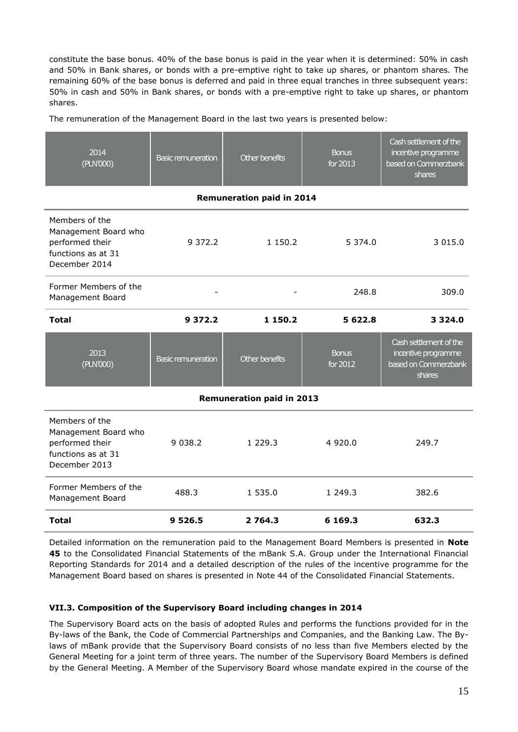constitute the base bonus. 40% of the base bonus is paid in the year when it is determined: 50% in cash and 50% in Bank shares, or bonds with a pre-emptive right to take up shares, or phantom shares. The remaining 60% of the base bonus is deferred and paid in three equal tranches in three subsequent years: 50% in cash and 50% in Bank shares, or bonds with a pre-emptive right to take up shares, or phantom shares.

The remuneration of the Management Board in the last two years is presented below:

| 2014 (PLN'000) | Basic remuneration | Other benefits | Bonus for 2013 | Cash settlement of the incentive programme based on Commerzbank shares |
|---|---|---|---|---|
| **Remuneration paid in 2014** | | | | |
| Members of the Management Board who performed their functions as at 31 December 2014 | 9 372.2 | 1 150.2 | 5 374.0 | 3 015.0 |
| Former Members of the Management Board | - | - | 248.8 | 309.0 |
| **Total** | **9 372.2** | **1 150.2** | **5 622.8** | **3 324.0** |
| **2013 (PLN'000)** | **Basic remuneration** | **Other benefits** | **Bonus for 2012** | **Cash settlement of the incentive programme based on Commerzbank shares** |
| **Remuneration paid in 2013** | | | | |
| Members of the Management Board who performed their functions as at 31 December 2013 | 9 038.2 | 1 229.3 | 4 920.0 | 249.7 |
| Former Members of the Management Board | 488.3 | 1 535.0 | 1 249.3 | 382.6 |
| **Total** | **9 526.5** | **2 764.3** | **6 169.3** | **632.3** |

Detailed information on the remuneration paid to the Management Board Members is presented in **Note 45** to the Consolidated Financial Statements of the mBank S.A. Group under the International Financial Reporting Standards for 2014 and a detailed description of the rules of the incentive programme for the Management Board based on shares is presented in Note 44 of the Consolidated Financial Statements.

### VII.3. Composition of the Supervisory Board including changes in 2014

The Supervisory Board acts on the basis of adopted Rules and performs the functions provided for in the By-laws of the Bank, the Code of Commercial Partnerships and Companies, and the Banking Law. The By-laws of mBank provide that the Supervisory Board consists of no less than five Members elected by the General Meeting for a joint term of three years. The number of the Supervisory Board Members is defined by the General Meeting. A Member of the Supervisory Board whose mandate expired in the course of the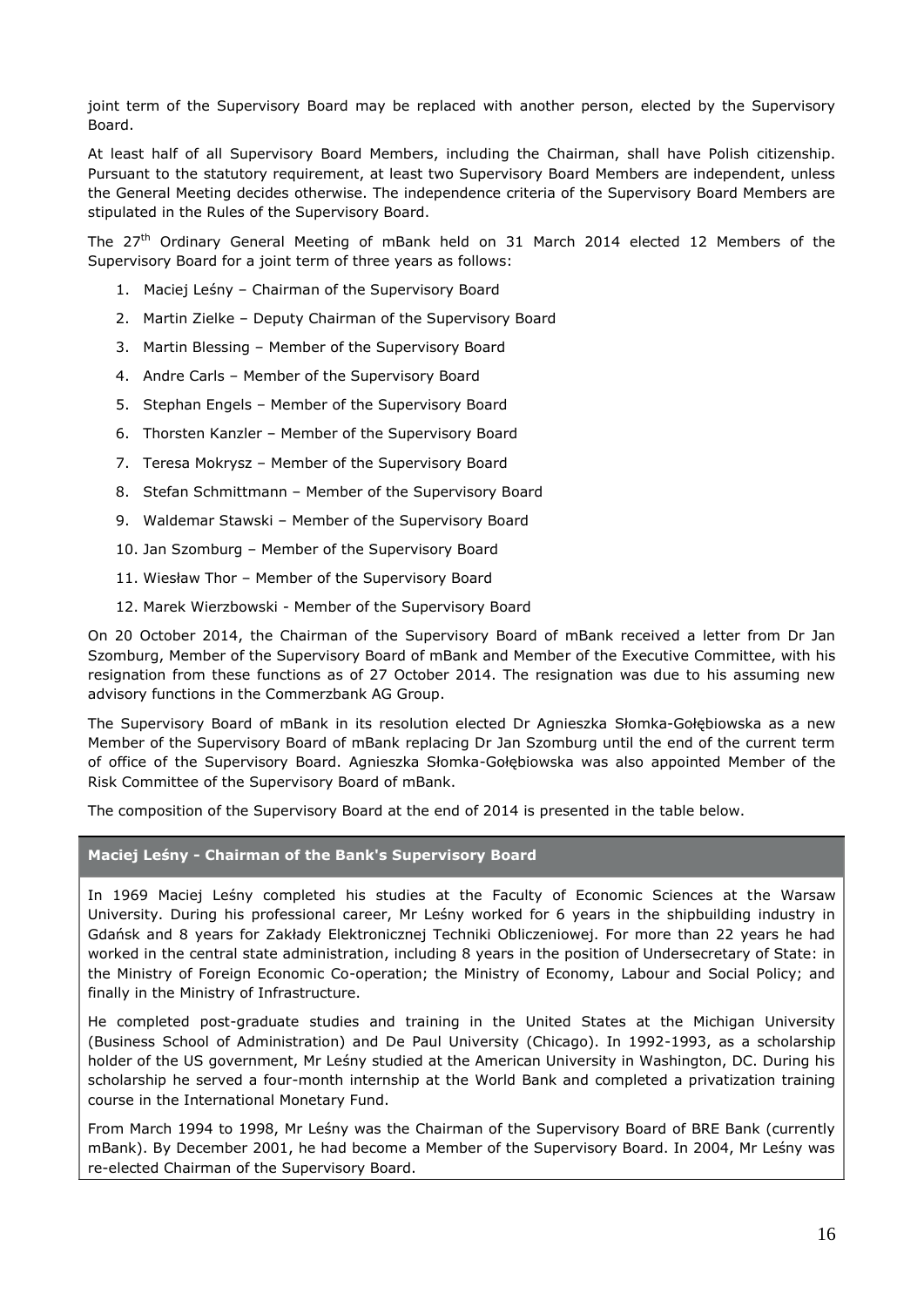joint term of the Supervisory Board may be replaced with another person, elected by the Supervisory Board.

At least half of all Supervisory Board Members, including the Chairman, shall have Polish citizenship. Pursuant to the statutory requirement, at least two Supervisory Board Members are independent, unless the General Meeting decides otherwise. The independence criteria of the Supervisory Board Members are stipulated in the Rules of the Supervisory Board.

The 27th Ordinary General Meeting of mBank held on 31 March 2014 elected 12 Members of the Supervisory Board for a joint term of three years as follows:

1. Maciej Leśny – Chairman of the Supervisory Board
2. Martin Zielke – Deputy Chairman of the Supervisory Board
3. Martin Blessing – Member of the Supervisory Board
4. Andre Carls – Member of the Supervisory Board
5. Stephan Engels – Member of the Supervisory Board
6. Thorsten Kanzler – Member of the Supervisory Board
7. Teresa Mokrysz – Member of the Supervisory Board
8. Stefan Schmittmann – Member of the Supervisory Board
9. Waldemar Stawski – Member of the Supervisory Board
10. Jan Szomburg – Member of the Supervisory Board
11. Wiesław Thor – Member of the Supervisory Board
12. Marek Wierzbowski - Member of the Supervisory Board

On 20 October 2014, the Chairman of the Supervisory Board of mBank received a letter from Dr Jan Szomburg, Member of the Supervisory Board of mBank and Member of the Executive Committee, with his resignation from these functions as of 27 October 2014. The resignation was due to his assuming new advisory functions in the Commerzbank AG Group.

The Supervisory Board of mBank in its resolution elected Dr Agnieszka Słomka-Gołębiowska as a new Member of the Supervisory Board of mBank replacing Dr Jan Szomburg until the end of the current term of office of the Supervisory Board. Agnieszka Słomka-Gołębiowska was also appointed Member of the Risk Committee of the Supervisory Board of mBank.

The composition of the Supervisory Board at the end of 2014 is presented in the table below.

| **Maciej Leśny - Chairman of the Bank's Supervisory Board** |
| --- |
| In 1969 Maciej Leśny completed his studies at the Faculty of Economic Sciences at the Warsaw University. During his professional career, Mr Leśny worked for 6 years in the shipbuilding industry in Gdańsk and 8 years for Zakłady Elektronicznej Techniki Obliczeniowej. For more than 22 years he had worked in the central state administration, including 8 years in the position of Undersecretary of State: in the Ministry of Foreign Economic Co-operation; the Ministry of Economy, Labour and Social Policy; and finally in the Ministry of Infrastructure.<br><br>He completed post-graduate studies and training in the United States at the Michigan University (Business School of Administration) and De Paul University (Chicago). In 1992-1993, as a scholarship holder of the US government, Mr Leśny studied at the American University in Washington, DC. During his scholarship he served a four-month internship at the World Bank and completed a privatization training course in the International Monetary Fund.<br><br>From March 1994 to 1998, Mr Leśny was the Chairman of the Supervisory Board of BRE Bank (currently mBank). By December 2001, he had become a Member of the Supervisory Board. In 2004, Mr Leśny was re-elected Chairman of the Supervisory Board. |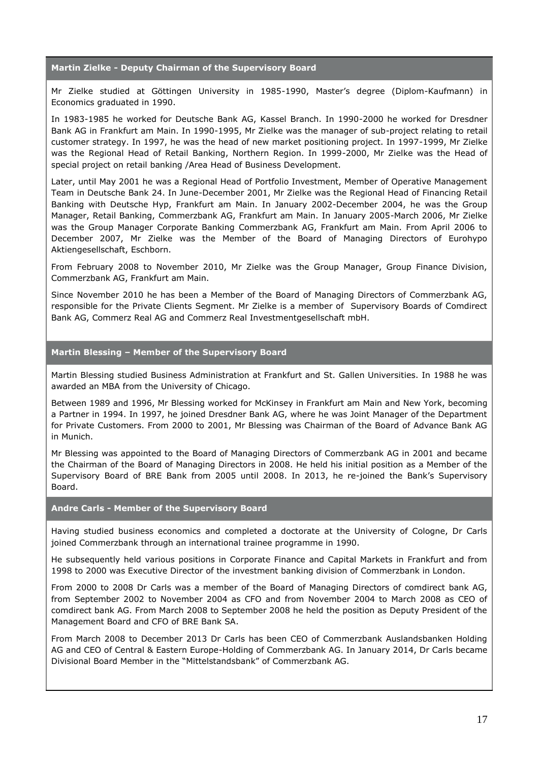### Martin Zielke - Deputy Chairman of the Supervisory Board

Mr Zielke studied at Göttingen University in 1985-1990, Master's degree (Diplom-Kaufmann) in Economics graduated in 1990.

In 1983-1985 he worked for Deutsche Bank AG, Kassel Branch. In 1990-2000 he worked for Dresdner Bank AG in Frankfurt am Main. In 1990-1995, Mr Zielke was the manager of sub-project relating to retail customer strategy. In 1997, he was the head of new market positioning project. In 1997-1999, Mr Zielke was the Regional Head of Retail Banking, Northern Region. In 1999-2000, Mr Zielke was the Head of special project on retail banking /Area Head of Business Development.

Later, until May 2001 he was a Regional Head of Portfolio Investment, Member of Operative Management Team in Deutsche Bank 24. In June-December 2001, Mr Zielke was the Regional Head of Financing Retail Banking with Deutsche Hyp, Frankfurt am Main. In January 2002-December 2004, he was the Group Manager, Retail Banking, Commerzbank AG, Frankfurt am Main. In January 2005-March 2006, Mr Zielke was the Group Manager Corporate Banking Commerzbank AG, Frankfurt am Main. From April 2006 to December 2007, Mr Zielke was the Member of the Board of Managing Directors of Eurohypo Aktiengesellschaft, Eschborn.

From February 2008 to November 2010, Mr Zielke was the Group Manager, Group Finance Division, Commerzbank AG, Frankfurt am Main.

Since November 2010 he has been a Member of the Board of Managing Directors of Commerzbank AG, responsible for the Private Clients Segment. Mr Zielke is a member of Supervisory Boards of Comdirect Bank AG, Commerz Real AG and Commerz Real Investmentgesellschaft mbH.

### Martin Blessing – Member of the Supervisory Board

Martin Blessing studied Business Administration at Frankfurt and St. Gallen Universities. In 1988 he was awarded an MBA from the University of Chicago.

Between 1989 and 1996, Mr Blessing worked for McKinsey in Frankfurt am Main and New York, becoming a Partner in 1994. In 1997, he joined Dresdner Bank AG, where he was Joint Manager of the Department for Private Customers. From 2000 to 2001, Mr Blessing was Chairman of the Board of Advance Bank AG in Munich.

Mr Blessing was appointed to the Board of Managing Directors of Commerzbank AG in 2001 and became the Chairman of the Board of Managing Directors in 2008. He held his initial position as a Member of the Supervisory Board of BRE Bank from 2005 until 2008. In 2013, he re-joined the Bank's Supervisory Board.

### Andre Carls - Member of the Supervisory Board

Having studied business economics and completed a doctorate at the University of Cologne, Dr Carls joined Commerzbank through an international trainee programme in 1990.

He subsequently held various positions in Corporate Finance and Capital Markets in Frankfurt and from 1998 to 2000 was Executive Director of the investment banking division of Commerzbank in London.

From 2000 to 2008 Dr Carls was a member of the Board of Managing Directors of comdirect bank AG, from September 2002 to November 2004 as CFO and from November 2004 to March 2008 as CEO of comdirect bank AG. From March 2008 to September 2008 he held the position as Deputy President of the Management Board and CFO of BRE Bank SA.

From March 2008 to December 2013 Dr Carls has been CEO of Commerzbank Auslandsbanken Holding AG and CEO of Central & Eastern Europe-Holding of Commerzbank AG. In January 2014, Dr Carls became Divisional Board Member in the "Mittelstandsbank" of Commerzbank AG.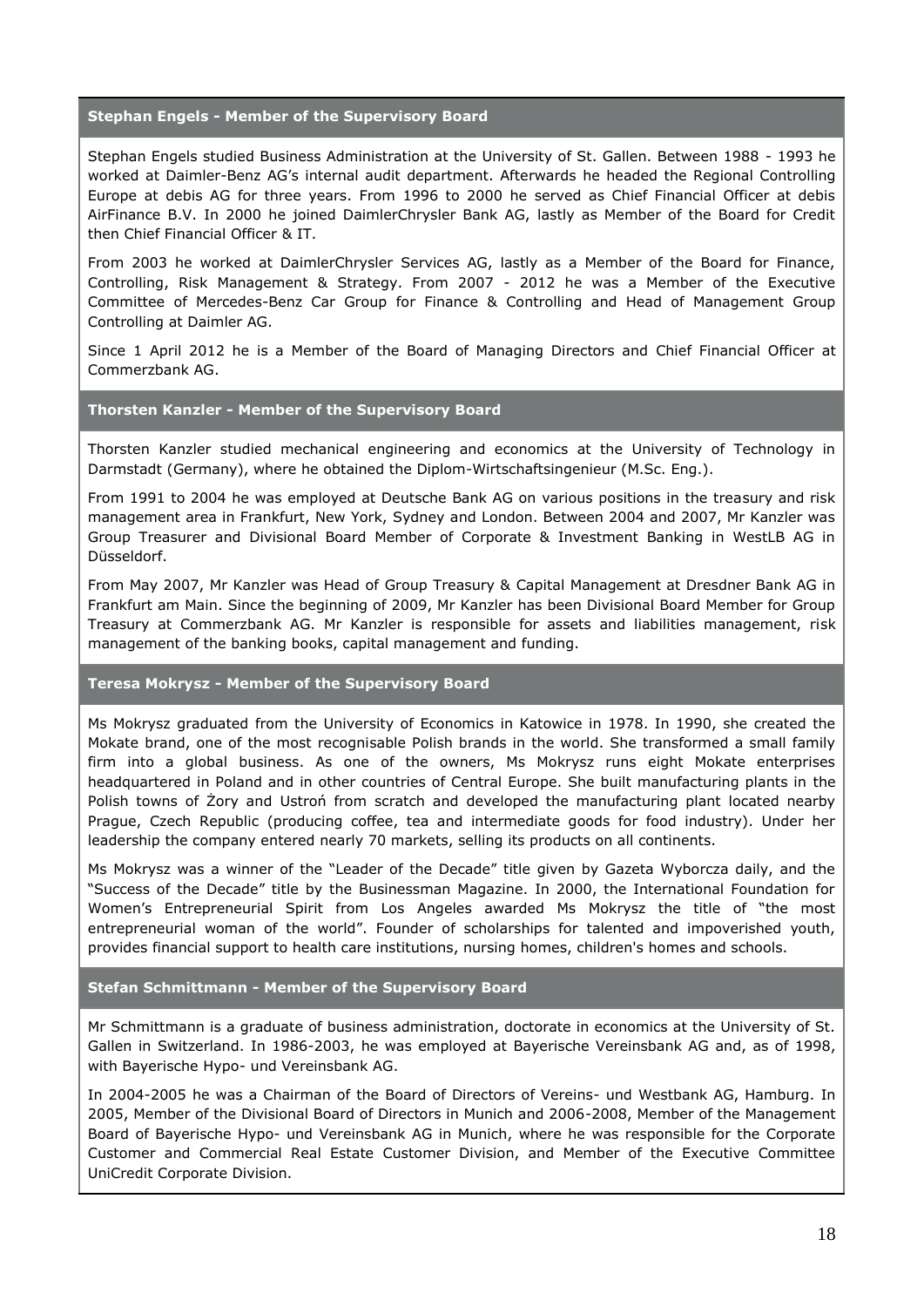### Stephan Engels - Member of the Supervisory Board

Stephan Engels studied Business Administration at the University of St. Gallen. Between 1988 - 1993 he worked at Daimler-Benz AG's internal audit department. Afterwards he headed the Regional Controlling Europe at debis AG for three years. From 1996 to 2000 he served as Chief Financial Officer at debis AirFinance B.V. In 2000 he joined DaimlerChrysler Bank AG, lastly as Member of the Board for Credit then Chief Financial Officer & IT.

From 2003 he worked at DaimlerChrysler Services AG, lastly as a Member of the Board for Finance, Controlling, Risk Management & Strategy. From 2007 - 2012 he was a Member of the Executive Committee of Mercedes-Benz Car Group for Finance & Controlling and Head of Management Group Controlling at Daimler AG.

Since 1 April 2012 he is a Member of the Board of Managing Directors and Chief Financial Officer at Commerzbank AG.

### Thorsten Kanzler - Member of the Supervisory Board

Thorsten Kanzler studied mechanical engineering and economics at the University of Technology in Darmstadt (Germany), where he obtained the Diplom-Wirtschaftsingenieur (M.Sc. Eng.).

From 1991 to 2004 he was employed at Deutsche Bank AG on various positions in the treasury and risk management area in Frankfurt, New York, Sydney and London. Between 2004 and 2007, Mr Kanzler was Group Treasurer and Divisional Board Member of Corporate & Investment Banking in WestLB AG in Düsseldorf.

From May 2007, Mr Kanzler was Head of Group Treasury & Capital Management at Dresdner Bank AG in Frankfurt am Main. Since the beginning of 2009, Mr Kanzler has been Divisional Board Member for Group Treasury at Commerzbank AG. Mr Kanzler is responsible for assets and liabilities management, risk management of the banking books, capital management and funding.

### Teresa Mokrysz - Member of the Supervisory Board

Ms Mokrysz graduated from the University of Economics in Katowice in 1978. In 1990, she created the Mokate brand, one of the most recognisable Polish brands in the world. She transformed a small family firm into a global business. As one of the owners, Ms Mokrysz runs eight Mokate enterprises headquartered in Poland and in other countries of Central Europe. She built manufacturing plants in the Polish towns of Żory and Ustroń from scratch and developed the manufacturing plant located nearby Prague, Czech Republic (producing coffee, tea and intermediate goods for food industry). Under her leadership the company entered nearly 70 markets, selling its products on all continents.

Ms Mokrysz was a winner of the "Leader of the Decade" title given by Gazeta Wyborcza daily, and the "Success of the Decade" title by the Businessman Magazine. In 2000, the International Foundation for Women's Entrepreneurial Spirit from Los Angeles awarded Ms Mokrysz the title of "the most entrepreneurial woman of the world". Founder of scholarships for talented and impoverished youth, provides financial support to health care institutions, nursing homes, children's homes and schools.

### Stefan Schmittmann - Member of the Supervisory Board

Mr Schmittmann is a graduate of business administration, doctorate in economics at the University of St. Gallen in Switzerland. In 1986-2003, he was employed at Bayerische Vereinsbank AG and, as of 1998, with Bayerische Hypo- und Vereinsbank AG.

In 2004-2005 he was a Chairman of the Board of Directors of Vereins- und Westbank AG, Hamburg. In 2005, Member of the Divisional Board of Directors in Munich and 2006-2008, Member of the Management Board of Bayerische Hypo- und Vereinsbank AG in Munich, where he was responsible for the Corporate Customer and Commercial Real Estate Customer Division, and Member of the Executive Committee UniCredit Corporate Division.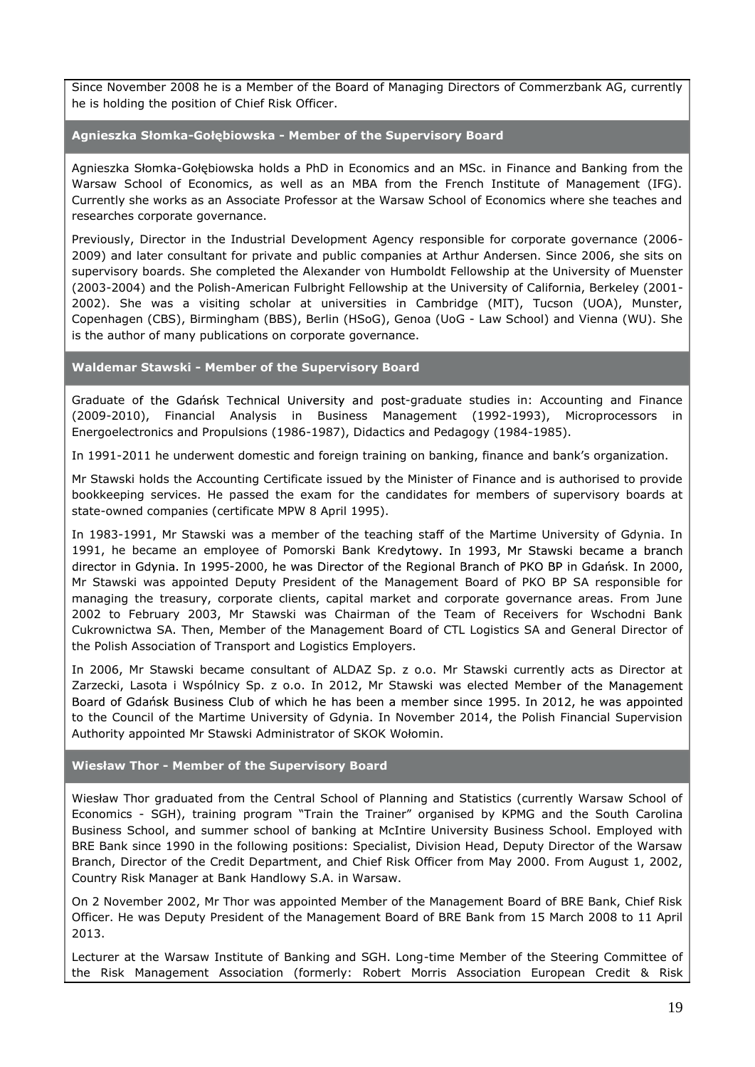Since November 2008 he is a Member of the Board of Managing Directors of Commerzbank AG, currently he is holding the position of Chief Risk Officer.

**Agnieszka Słomka-Gołębiowska - Member of the Supervisory Board**

Agnieszka Słomka-Gołębiowska holds a PhD in Economics and an MSc. in Finance and Banking from the Warsaw School of Economics, as well as an MBA from the French Institute of Management (IFG). Currently she works as an Associate Professor at the Warsaw School of Economics where she teaches and researches corporate governance.

Previously, Director in the Industrial Development Agency responsible for corporate governance (2006-2009) and later consultant for private and public companies at Arthur Andersen. Since 2006, she sits on supervisory boards. She completed the Alexander von Humboldt Fellowship at the University of Muenster (2003-2004) and the Polish-American Fulbright Fellowship at the University of California, Berkeley (2001-2002). She was a visiting scholar at universities in Cambridge (MIT), Tucson (UOA), Munster, Copenhagen (CBS), Birmingham (BBS), Berlin (HSoG), Genoa (UoG - Law School) and Vienna (WU). She is the author of many publications on corporate governance.

**Waldemar Stawski - Member of the Supervisory Board**

Graduate of the Gdańsk Technical University and post-graduate studies in: Accounting and Finance (2009-2010), Financial Analysis in Business Management (1992-1993), Microprocessors in Energoelectronics and Propulsions (1986-1987), Didactics and Pedagogy (1984-1985).

In 1991-2011 he underwent domestic and foreign training on banking, finance and bank's organization.

Mr Stawski holds the Accounting Certificate issued by the Minister of Finance and is authorised to provide bookkeeping services. He passed the exam for the candidates for members of supervisory boards at state-owned companies (certificate MPW 8 April 1995).

In 1983-1991, Mr Stawski was a member of the teaching staff of the Martime University of Gdynia. In 1991, he became an employee of Pomorski Bank Kredytowy. In 1993, Mr Stawski became a branch director in Gdynia. In 1995-2000, he was Director of the Regional Branch of PKO BP in Gdańsk. In 2000, Mr Stawski was appointed Deputy President of the Management Board of PKO BP SA responsible for managing the treasury, corporate clients, capital market and corporate governance areas. From June 2002 to February 2003, Mr Stawski was Chairman of the Team of Receivers for Wschodni Bank Cukrownictwa SA. Then, Member of the Management Board of CTL Logistics SA and General Director of the Polish Association of Transport and Logistics Employers.

In 2006, Mr Stawski became consultant of ALDAZ Sp. z o.o. Mr Stawski currently acts as Director at Zarzecki, Lasota i Wspólnicy Sp. z o.o. In 2012, Mr Stawski was elected Member of the Management Board of Gdańsk Business Club of which he has been a member since 1995. In 2012, he was appointed to the Council of the Martime University of Gdynia. In November 2014, the Polish Financial Supervision Authority appointed Mr Stawski Administrator of SKOK Wołomin.

**Wiesław Thor - Member of the Supervisory Board**

Wiesław Thor graduated from the Central School of Planning and Statistics (currently Warsaw School of Economics - SGH), training program "Train the Trainer" organised by KPMG and the South Carolina Business School, and summer school of banking at McIntire University Business School. Employed with BRE Bank since 1990 in the following positions: Specialist, Division Head, Deputy Director of the Warsaw Branch, Director of the Credit Department, and Chief Risk Officer from May 2000. From August 1, 2002, Country Risk Manager at Bank Handlowy S.A. in Warsaw.

On 2 November 2002, Mr Thor was appointed Member of the Management Board of BRE Bank, Chief Risk Officer. He was Deputy President of the Management Board of BRE Bank from 15 March 2008 to 11 April 2013.

Lecturer at the Warsaw Institute of Banking and SGH. Long-time Member of the Steering Committee of the Risk Management Association (formerly: Robert Morris Association European Credit & Risk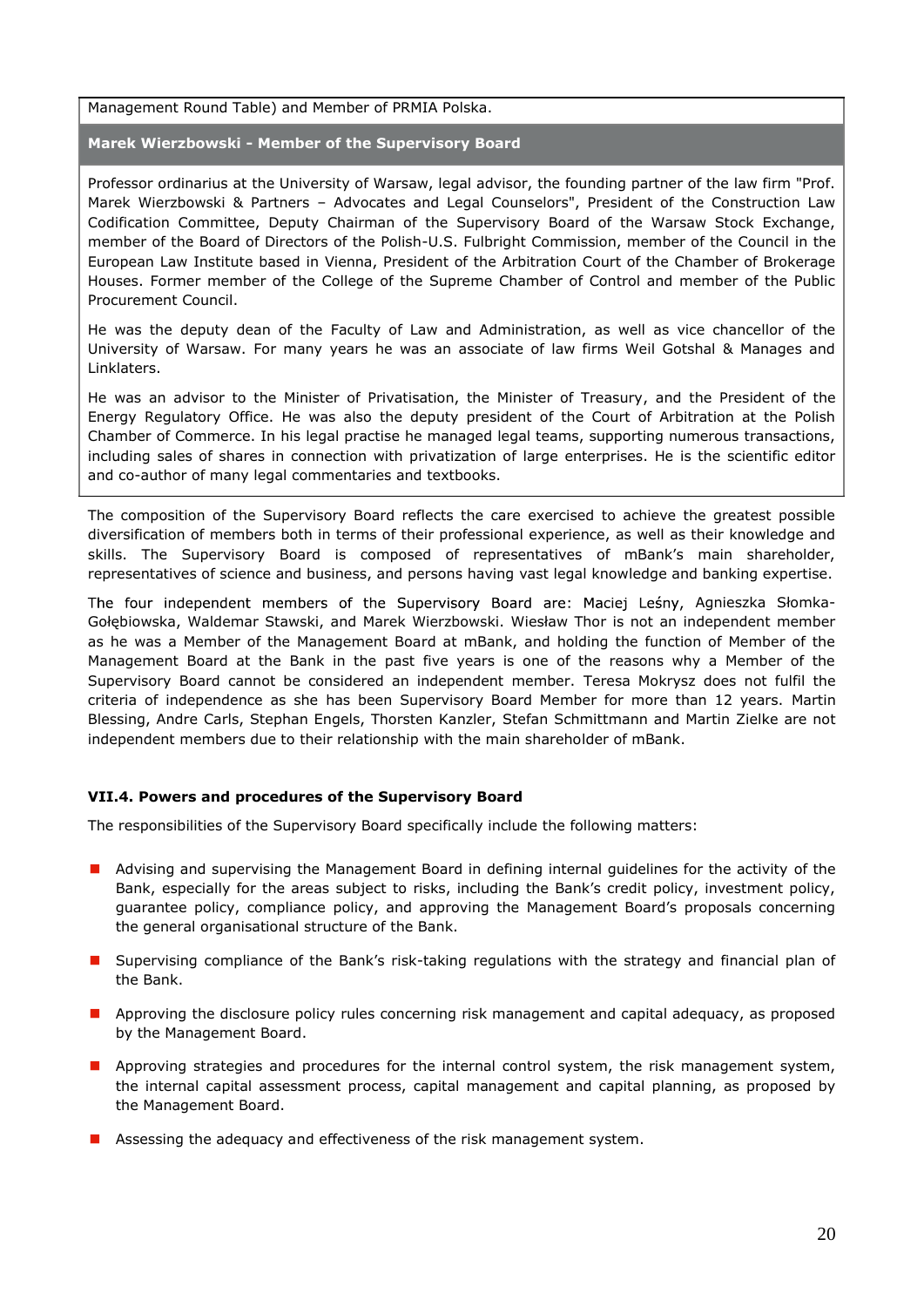Management Round Table) and Member of PRMIA Polska.

**Marek Wierzbowski - Member of the Supervisory Board**

Professor ordinarius at the University of Warsaw, legal advisor, the founding partner of the law firm "Prof. Marek Wierzbowski & Partners – Advocates and Legal Counselors", President of the Construction Law Codification Committee, Deputy Chairman of the Supervisory Board of the Warsaw Stock Exchange, member of the Board of Directors of the Polish-U.S. Fulbright Commission, member of the Council in the European Law Institute based in Vienna, President of the Arbitration Court of the Chamber of Brokerage Houses. Former member of the College of the Supreme Chamber of Control and member of the Public Procurement Council.

He was the deputy dean of the Faculty of Law and Administration, as well as vice chancellor of the University of Warsaw. For many years he was an associate of law firms Weil Gotshal & Manages and Linklaters.

He was an advisor to the Minister of Privatisation, the Minister of Treasury, and the President of the Energy Regulatory Office. He was also the deputy president of the Court of Arbitration at the Polish Chamber of Commerce. In his legal practise he managed legal teams, supporting numerous transactions, including sales of shares in connection with privatization of large enterprises. He is the scientific editor and co-author of many legal commentaries and textbooks.

The composition of the Supervisory Board reflects the care exercised to achieve the greatest possible diversification of members both in terms of their professional experience, as well as their knowledge and skills. The Supervisory Board is composed of representatives of mBank's main shareholder, representatives of science and business, and persons having vast legal knowledge and banking expertise.

The four independent members of the Supervisory Board are: Maciej Leśny, Agnieszka Słomka-Gołębiowska, Waldemar Stawski, and Marek Wierzbowski. Wiesław Thor is not an independent member as he was a Member of the Management Board at mBank, and holding the function of Member of the Management Board at the Bank in the past five years is one of the reasons why a Member of the Supervisory Board cannot be considered an independent member. Teresa Mokrysz does not fulfil the criteria of independence as she has been Supervisory Board Member for more than 12 years. Martin Blessing, Andre Carls, Stephan Engels, Thorsten Kanzler, Stefan Schmittmann and Martin Zielke are not independent members due to their relationship with the main shareholder of mBank.

### VII.4. Powers and procedures of the Supervisory Board

The responsibilities of the Supervisory Board specifically include the following matters:

- Advising and supervising the Management Board in defining internal guidelines for the activity of the Bank, especially for the areas subject to risks, including the Bank's credit policy, investment policy, guarantee policy, compliance policy, and approving the Management Board's proposals concerning the general organisational structure of the Bank.
- Supervising compliance of the Bank's risk-taking regulations with the strategy and financial plan of the Bank.
- Approving the disclosure policy rules concerning risk management and capital adequacy, as proposed by the Management Board.
- Approving strategies and procedures for the internal control system, the risk management system, the internal capital assessment process, capital management and capital planning, as proposed by the Management Board.
- Assessing the adequacy and effectiveness of the risk management system.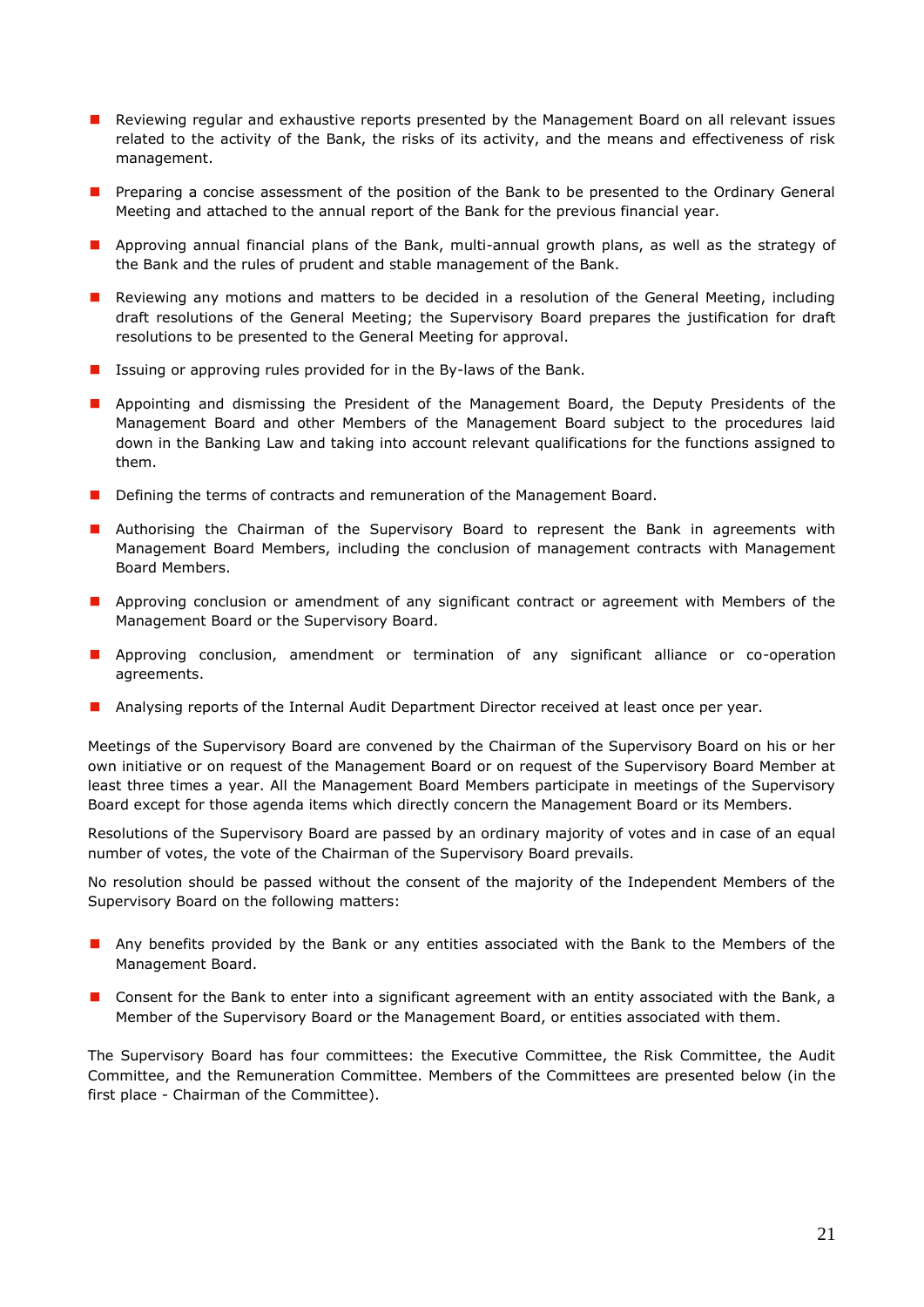- Reviewing regular and exhaustive reports presented by the Management Board on all relevant issues related to the activity of the Bank, the risks of its activity, and the means and effectiveness of risk management.
- Preparing a concise assessment of the position of the Bank to be presented to the Ordinary General Meeting and attached to the annual report of the Bank for the previous financial year.
- Approving annual financial plans of the Bank, multi-annual growth plans, as well as the strategy of the Bank and the rules of prudent and stable management of the Bank.
- Reviewing any motions and matters to be decided in a resolution of the General Meeting, including draft resolutions of the General Meeting; the Supervisory Board prepares the justification for draft resolutions to be presented to the General Meeting for approval.
- Issuing or approving rules provided for in the By-laws of the Bank.
- Appointing and dismissing the President of the Management Board, the Deputy Presidents of the Management Board and other Members of the Management Board subject to the procedures laid down in the Banking Law and taking into account relevant qualifications for the functions assigned to them.
- Defining the terms of contracts and remuneration of the Management Board.
- Authorising the Chairman of the Supervisory Board to represent the Bank in agreements with Management Board Members, including the conclusion of management contracts with Management Board Members.
- Approving conclusion or amendment of any significant contract or agreement with Members of the Management Board or the Supervisory Board.
- Approving conclusion, amendment or termination of any significant alliance or co-operation agreements.
- Analysing reports of the Internal Audit Department Director received at least once per year.

Meetings of the Supervisory Board are convened by the Chairman of the Supervisory Board on his or her own initiative or on request of the Management Board or on request of the Supervisory Board Member at least three times a year. All the Management Board Members participate in meetings of the Supervisory Board except for those agenda items which directly concern the Management Board or its Members.

Resolutions of the Supervisory Board are passed by an ordinary majority of votes and in case of an equal number of votes, the vote of the Chairman of the Supervisory Board prevails.

No resolution should be passed without the consent of the majority of the Independent Members of the Supervisory Board on the following matters:

- Any benefits provided by the Bank or any entities associated with the Bank to the Members of the Management Board.
- Consent for the Bank to enter into a significant agreement with an entity associated with the Bank, a Member of the Supervisory Board or the Management Board, or entities associated with them.

The Supervisory Board has four committees: the Executive Committee, the Risk Committee, the Audit Committee, and the Remuneration Committee. Members of the Committees are presented below (in the first place - Chairman of the Committee).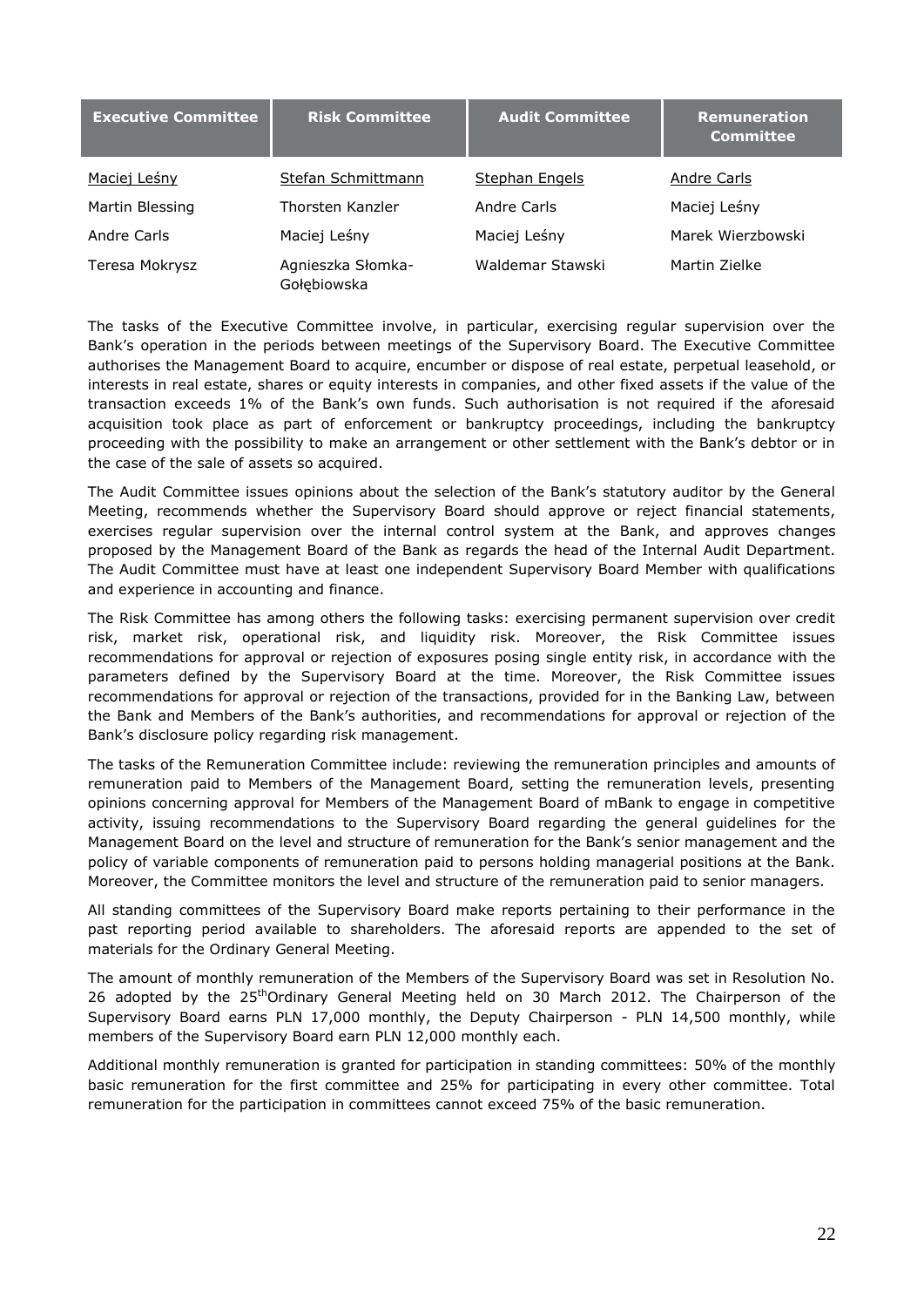| Executive Committee | Risk Committee | Audit Committee | Remuneration Committee |
|---|---|---|---|
| Maciej Leśny | Stefan Schmittmann | Stephan Engels | Andre Carls |
| Martin Blessing | Thorsten Kanzler | Andre Carls | Maciej Leśny |
| Andre Carls | Maciej Leśny | Maciej Leśny | Marek Wierzbowski |
| Teresa Mokrysz | Agnieszka Słomka-Gołębiowska | Waldemar Stawski | Martin Zielke |

The tasks of the Executive Committee involve, in particular, exercising regular supervision over the Bank's operation in the periods between meetings of the Supervisory Board. The Executive Committee authorises the Management Board to acquire, encumber or dispose of real estate, perpetual leasehold, or interests in real estate, shares or equity interests in companies, and other fixed assets if the value of the transaction exceeds 1% of the Bank's own funds. Such authorisation is not required if the aforesaid acquisition took place as part of enforcement or bankruptcy proceedings, including the bankruptcy proceeding with the possibility to make an arrangement or other settlement with the Bank's debtor or in the case of the sale of assets so acquired.

The Audit Committee issues opinions about the selection of the Bank's statutory auditor by the General Meeting, recommends whether the Supervisory Board should approve or reject financial statements, exercises regular supervision over the internal control system at the Bank, and approves changes proposed by the Management Board of the Bank as regards the head of the Internal Audit Department. The Audit Committee must have at least one independent Supervisory Board Member with qualifications and experience in accounting and finance.

The Risk Committee has among others the following tasks: exercising permanent supervision over credit risk, market risk, operational risk, and liquidity risk. Moreover, the Risk Committee issues recommendations for approval or rejection of exposures posing single entity risk, in accordance with the parameters defined by the Supervisory Board at the time. Moreover, the Risk Committee issues recommendations for approval or rejection of the transactions, provided for in the Banking Law, between the Bank and Members of the Bank's authorities, and recommendations for approval or rejection of the Bank's disclosure policy regarding risk management.

The tasks of the Remuneration Committee include: reviewing the remuneration principles and amounts of remuneration paid to Members of the Management Board, setting the remuneration levels, presenting opinions concerning approval for Members of the Management Board of mBank to engage in competitive activity, issuing recommendations to the Supervisory Board regarding the general guidelines for the Management Board on the level and structure of remuneration for the Bank's senior management and the policy of variable components of remuneration paid to persons holding managerial positions at the Bank. Moreover, the Committee monitors the level and structure of the remuneration paid to senior managers.

All standing committees of the Supervisory Board make reports pertaining to their performance in the past reporting period available to shareholders. The aforesaid reports are appended to the set of materials for the Ordinary General Meeting.

The amount of monthly remuneration of the Members of the Supervisory Board was set in Resolution No. 26 adopted by the 25th Ordinary General Meeting held on 30 March 2012. The Chairperson of the Supervisory Board earns PLN 17,000 monthly, the Deputy Chairperson - PLN 14,500 monthly, while members of the Supervisory Board earn PLN 12,000 monthly each.

Additional monthly remuneration is granted for participation in standing committees: 50% of the monthly basic remuneration for the first committee and 25% for participating in every other committee. Total remuneration for the participation in committees cannot exceed 75% of the basic remuneration.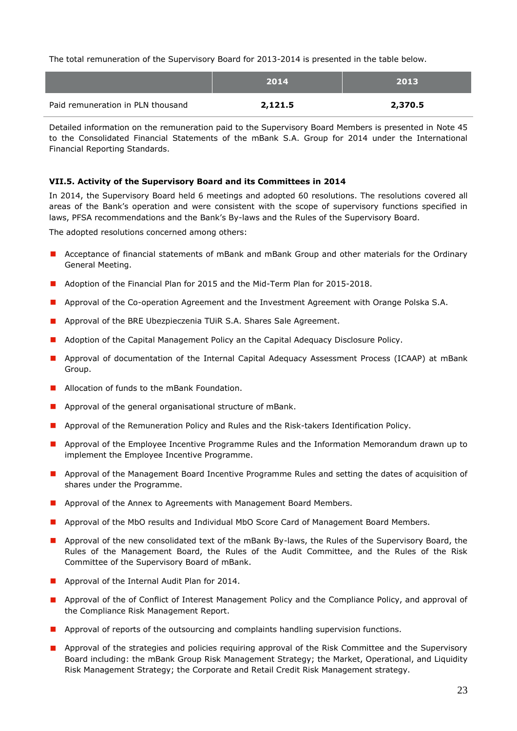The total remuneration of the Supervisory Board for 2013-2014 is presented in the table below.

| | 2014 | 2013 |
|---|---|---|
| Paid remuneration in PLN thousand | **2,121.5** | **2,370.5** |

Detailed information on the remuneration paid to the Supervisory Board Members is presented in Note 45 to the Consolidated Financial Statements of the mBank S.A. Group for 2014 under the International Financial Reporting Standards.

### VII.5. Activity of the Supervisory Board and its Committees in 2014

In 2014, the Supervisory Board held 6 meetings and adopted 60 resolutions. The resolutions covered all areas of the Bank's operation and were consistent with the scope of supervisory functions specified in laws, PFSA recommendations and the Bank's By-laws and the Rules of the Supervisory Board.

The adopted resolutions concerned among others:

- Acceptance of financial statements of mBank and mBank Group and other materials for the Ordinary General Meeting.
- Adoption of the Financial Plan for 2015 and the Mid-Term Plan for 2015-2018.
- Approval of the Co-operation Agreement and the Investment Agreement with Orange Polska S.A.
- Approval of the BRE Ubezpieczenia TUiR S.A. Shares Sale Agreement.
- Adoption of the Capital Management Policy an the Capital Adequacy Disclosure Policy.
- Approval of documentation of the Internal Capital Adequacy Assessment Process (ICAAP) at mBank Group.
- Allocation of funds to the mBank Foundation.
- Approval of the general organisational structure of mBank.
- Approval of the Remuneration Policy and Rules and the Risk-takers Identification Policy.
- Approval of the Employee Incentive Programme Rules and the Information Memorandum drawn up to implement the Employee Incentive Programme.
- Approval of the Management Board Incentive Programme Rules and setting the dates of acquisition of shares under the Programme.
- Approval of the Annex to Agreements with Management Board Members.
- Approval of the MbO results and Individual MbO Score Card of Management Board Members.
- Approval of the new consolidated text of the mBank By-laws, the Rules of the Supervisory Board, the Rules of the Management Board, the Rules of the Audit Committee, and the Rules of the Risk Committee of the Supervisory Board of mBank.
- Approval of the Internal Audit Plan for 2014.
- Approval of the of Conflict of Interest Management Policy and the Compliance Policy, and approval of the Compliance Risk Management Report.
- Approval of reports of the outsourcing and complaints handling supervision functions.
- Approval of the strategies and policies requiring approval of the Risk Committee and the Supervisory Board including: the mBank Group Risk Management Strategy; the Market, Operational, and Liquidity Risk Management Strategy; the Corporate and Retail Credit Risk Management strategy.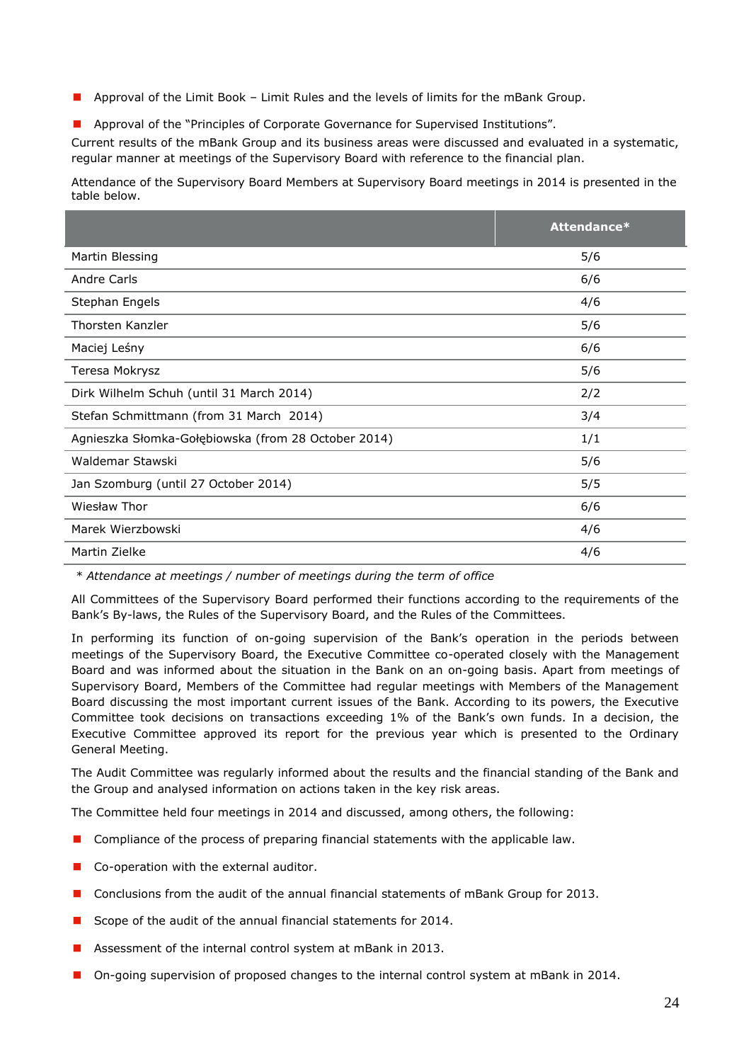- Approval of the Limit Book – Limit Rules and the levels of limits for the mBank Group.
- Approval of the "Principles of Corporate Governance for Supervised Institutions".

Current results of the mBank Group and its business areas were discussed and evaluated in a systematic, regular manner at meetings of the Supervisory Board with reference to the financial plan.

Attendance of the Supervisory Board Members at Supervisory Board meetings in 2014 is presented in the table below.

| | Attendance* |
|---|---|
| Martin Blessing | 5/6 |
| Andre Carls | 6/6 |
| Stephan Engels | 4/6 |
| Thorsten Kanzler | 5/6 |
| Maciej Leśny | 6/6 |
| Teresa Mokrysz | 5/6 |
| Dirk Wilhelm Schuh (until 31 March 2014) | 2/2 |
| Stefan Schmittmann (from 31 March 2014) | 3/4 |
| Agnieszka Słomka-Gołębiowska (from 28 October 2014) | 1/1 |
| Waldemar Stawski | 5/6 |
| Jan Szomburg (until 27 October 2014) | 5/5 |
| Wiesław Thor | 6/6 |
| Marek Wierzbowski | 4/6 |
| Martin Zielke | 4/6 |

*\* Attendance at meetings / number of meetings during the term of office*

All Committees of the Supervisory Board performed their functions according to the requirements of the Bank's By-laws, the Rules of the Supervisory Board, and the Rules of the Committees.

In performing its function of on-going supervision of the Bank's operation in the periods between meetings of the Supervisory Board, the Executive Committee co-operated closely with the Management Board and was informed about the situation in the Bank on an on-going basis. Apart from meetings of Supervisory Board, Members of the Committee had regular meetings with Members of the Management Board discussing the most important current issues of the Bank. According to its powers, the Executive Committee took decisions on transactions exceeding 1% of the Bank's own funds. In a decision, the Executive Committee approved its report for the previous year which is presented to the Ordinary General Meeting.

The Audit Committee was regularly informed about the results and the financial standing of the Bank and the Group and analysed information on actions taken in the key risk areas.

The Committee held four meetings in 2014 and discussed, among others, the following:

- Compliance of the process of preparing financial statements with the applicable law.
- Co-operation with the external auditor.
- Conclusions from the audit of the annual financial statements of mBank Group for 2013.
- Scope of the audit of the annual financial statements for 2014.
- Assessment of the internal control system at mBank in 2013.
- On-going supervision of proposed changes to the internal control system at mBank in 2014.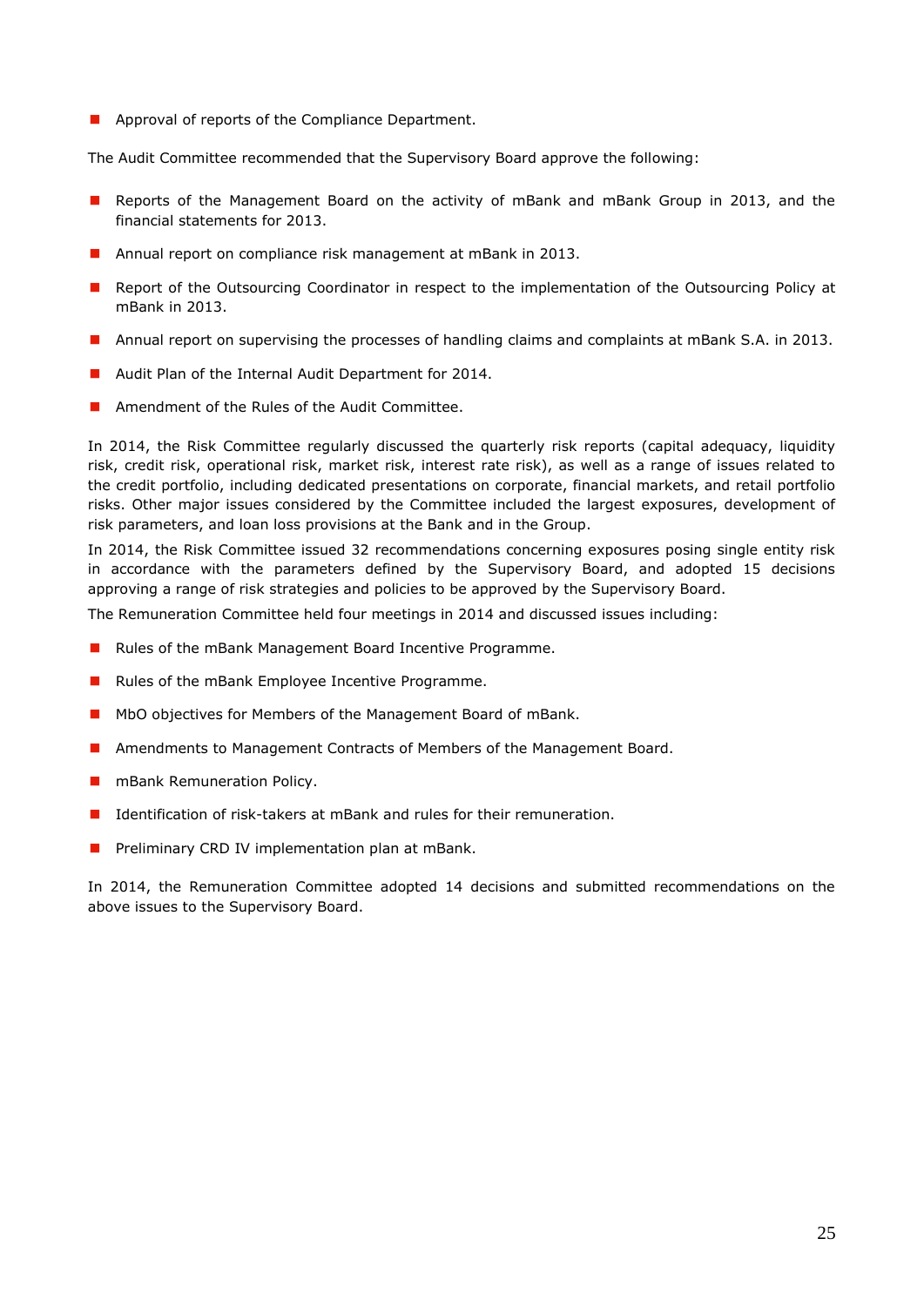- Approval of reports of the Compliance Department.

The Audit Committee recommended that the Supervisory Board approve the following:

- Reports of the Management Board on the activity of mBank and mBank Group in 2013, and the financial statements for 2013.
- Annual report on compliance risk management at mBank in 2013.
- Report of the Outsourcing Coordinator in respect to the implementation of the Outsourcing Policy at mBank in 2013.
- Annual report on supervising the processes of handling claims and complaints at mBank S.A. in 2013.
- Audit Plan of the Internal Audit Department for 2014.
- Amendment of the Rules of the Audit Committee.

In 2014, the Risk Committee regularly discussed the quarterly risk reports (capital adequacy, liquidity risk, credit risk, operational risk, market risk, interest rate risk), as well as a range of issues related to the credit portfolio, including dedicated presentations on corporate, financial markets, and retail portfolio risks. Other major issues considered by the Committee included the largest exposures, development of risk parameters, and loan loss provisions at the Bank and in the Group.

In 2014, the Risk Committee issued 32 recommendations concerning exposures posing single entity risk in accordance with the parameters defined by the Supervisory Board, and adopted 15 decisions approving a range of risk strategies and policies to be approved by the Supervisory Board.

The Remuneration Committee held four meetings in 2014 and discussed issues including:

- Rules of the mBank Management Board Incentive Programme.
- Rules of the mBank Employee Incentive Programme.
- MbO objectives for Members of the Management Board of mBank.
- Amendments to Management Contracts of Members of the Management Board.
- mBank Remuneration Policy.
- Identification of risk-takers at mBank and rules for their remuneration.
- Preliminary CRD IV implementation plan at mBank.

In 2014, the Remuneration Committee adopted 14 decisions and submitted recommendations on the above issues to the Supervisory Board.